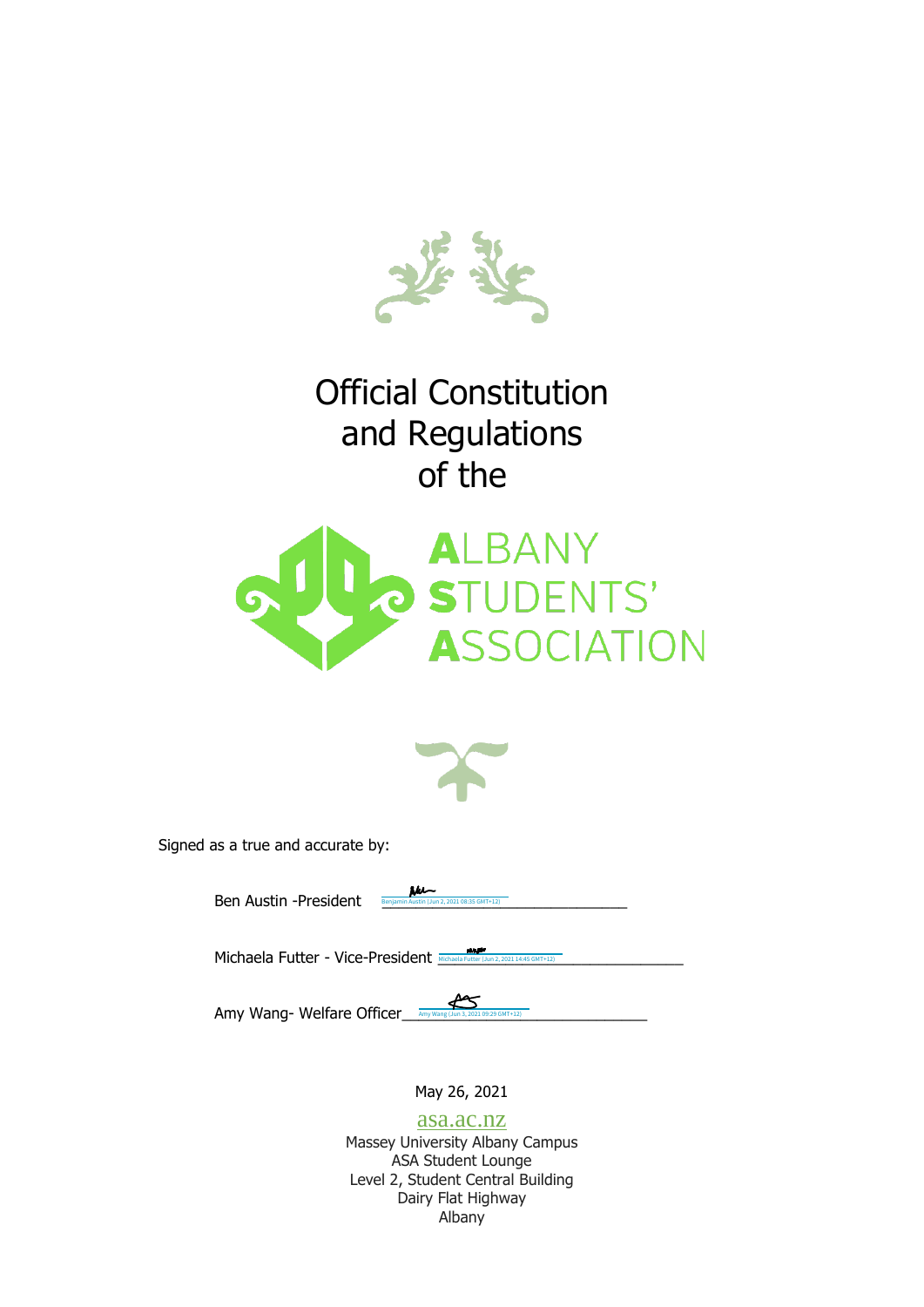# Official Constitution and Regulations of the

# ALBANY STUDENTS' ASSOCIATION

Signed as a true and accurate by:

Ben Austin -President ______ Benjamin Austin (Jun 2, 2021 08:35 GMT+12)

Michaela Futter - Vice-President ______ Michaela Futter (Jun 2, 2021 14:45 GMT+12)

Amy Wang- Welfare Officer ______ Amy Wang (Jun 3, 2021 09:29 GMT+12)

May 26, 2021

asa.ac.nz

Massey University Albany Campus
ASA Student Lounge
Level 2, Student Central Building
Dairy Flat Highway
Albany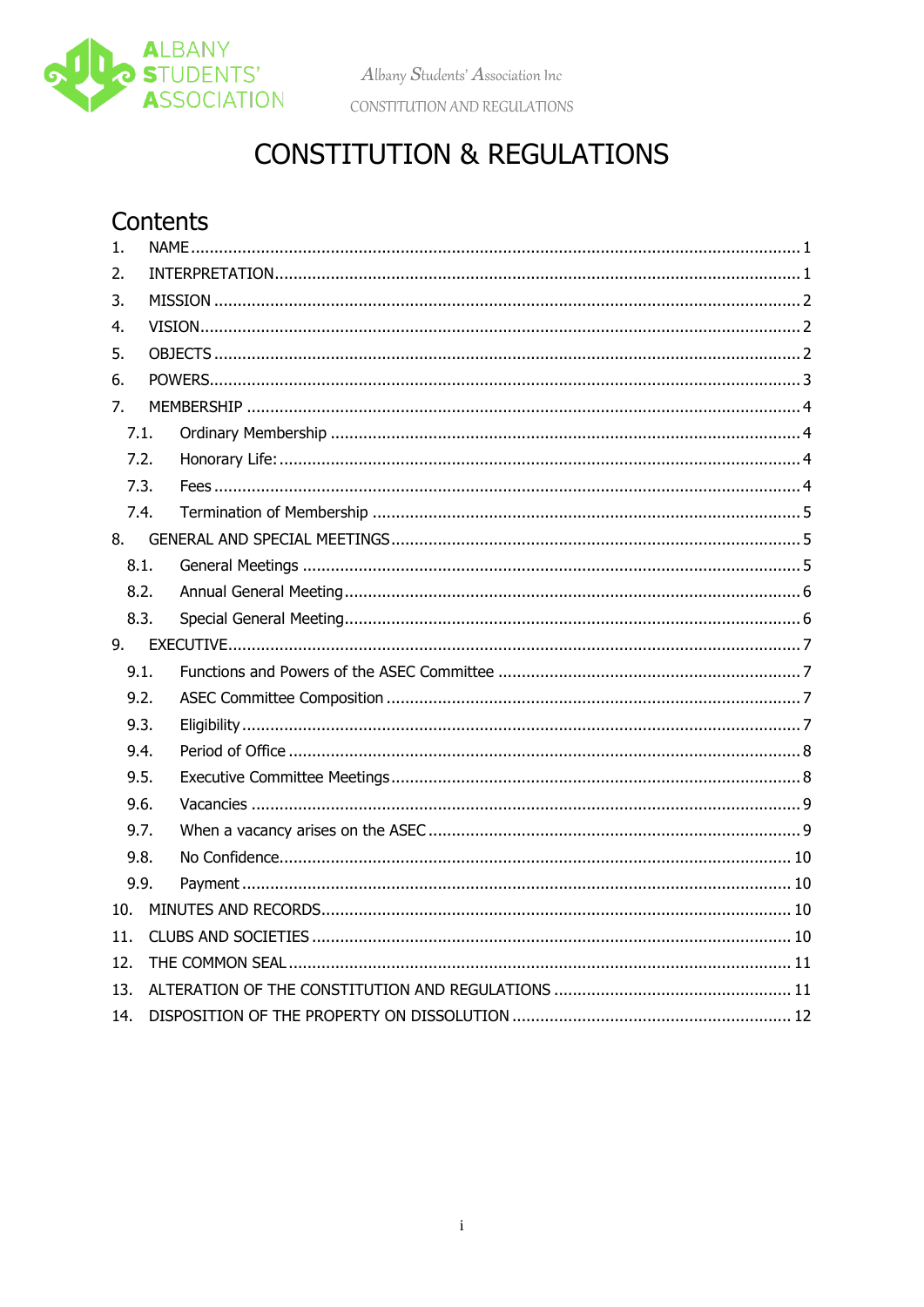# CONSTITUTION & REGULATIONS

## Contents

1. NAME ..... 1
2. INTERPRETATION ..... 1
3. MISSION ..... 2
4. VISION ..... 2
5. OBJECTS ..... 2
6. POWERS ..... 3
7. MEMBERSHIP ..... 4
   - 7.1. Ordinary Membership ..... 4
   - 7.2. Honorary Life: ..... 4
   - 7.3. Fees ..... 4
   - 7.4. Termination of Membership ..... 5
8. GENERAL AND SPECIAL MEETINGS ..... 5
   - 8.1. General Meetings ..... 5
   - 8.2. Annual General Meeting ..... 6
   - 8.3. Special General Meeting ..... 6
9. EXECUTIVE ..... 7
   - 9.1. Functions and Powers of the ASEC Committee ..... 7
   - 9.2. ASEC Committee Composition ..... 7
   - 9.3. Eligibility ..... 7
   - 9.4. Period of Office ..... 8
   - 9.5. Executive Committee Meetings ..... 8
   - 9.6. Vacancies ..... 9
   - 9.7. When a vacancy arises on the ASEC ..... 9
   - 9.8. No Confidence ..... 10
   - 9.9. Payment ..... 10
10. MINUTES AND RECORDS ..... 10
11. CLUBS AND SOCIETIES ..... 10
12. THE COMMON SEAL ..... 11
13. ALTERATION OF THE CONSTITUTION AND REGULATIONS ..... 11
14. DISPOSITION OF THE PROPERTY ON DISSOLUTION ..... 12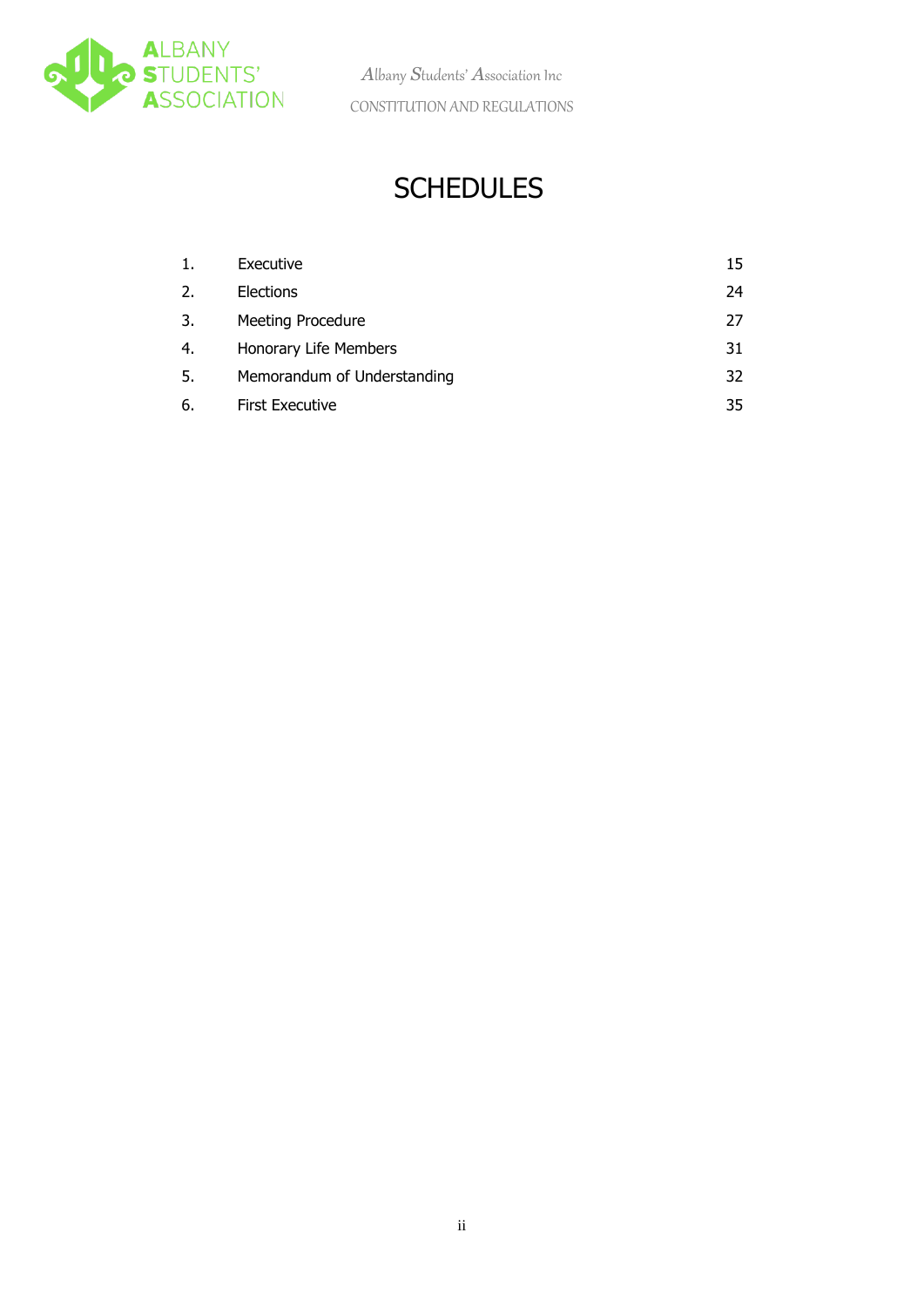# SCHEDULES

| | | |
|---|---|---|
| 1. | Executive | 15 |
| 2. | Elections | 24 |
| 3. | Meeting Procedure | 27 |
| 4. | Honorary Life Members | 31 |
| 5. | Memorandum of Understanding | 32 |
| 6. | First Executive | 35 |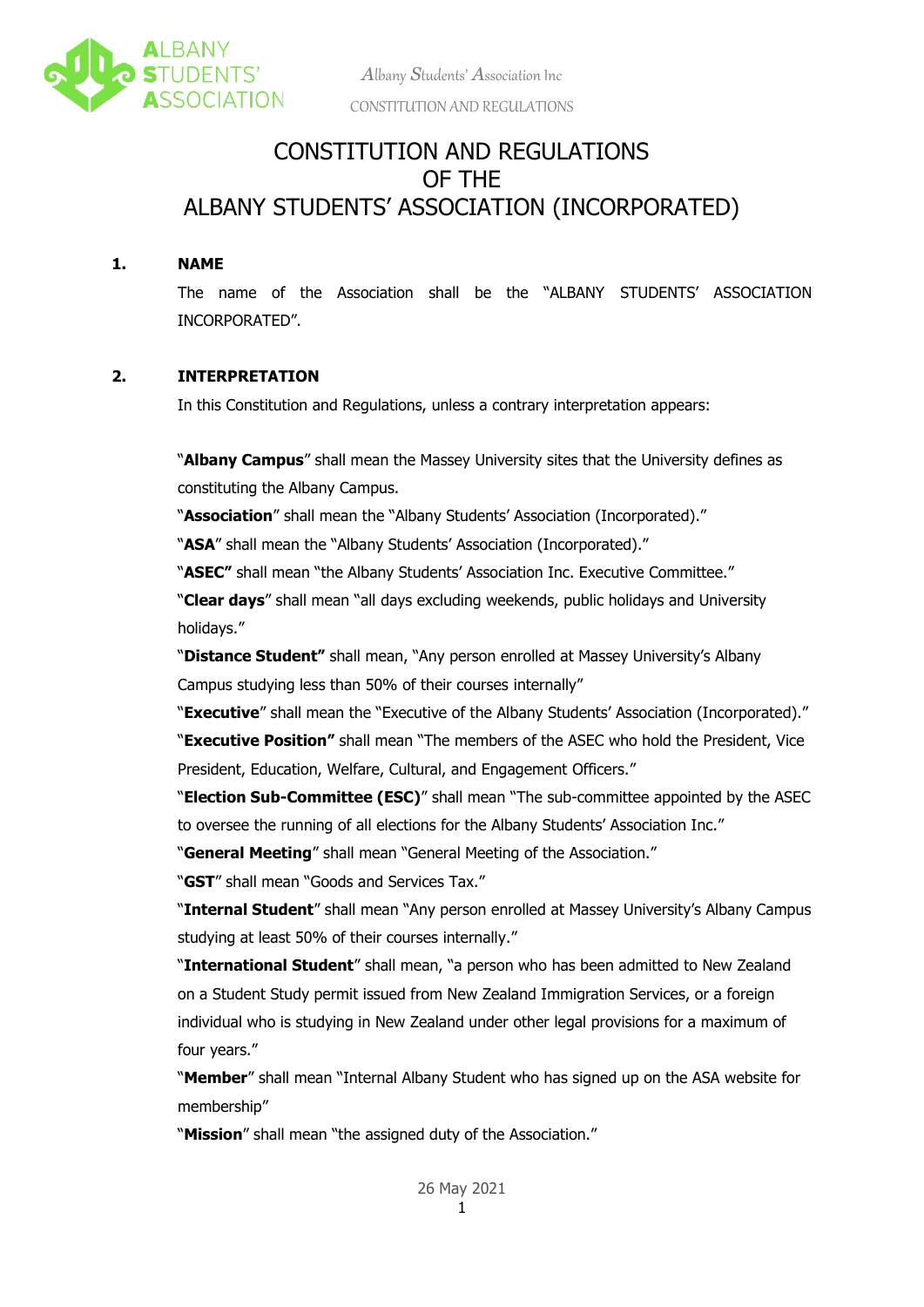# CONSTITUTION AND REGULATIONS OF THE ALBANY STUDENTS' ASSOCIATION (INCORPORATED)

## 1. NAME

The name of the Association shall be the "ALBANY STUDENTS' ASSOCIATION INCORPORATED".

## 2. INTERPRETATION

In this Constitution and Regulations, unless a contrary interpretation appears:

"**Albany Campus**" shall mean the Massey University sites that the University defines as constituting the Albany Campus.

"**Association**" shall mean the "Albany Students' Association (Incorporated)."

"**ASA**" shall mean the "Albany Students' Association (Incorporated)."

"**ASEC"** shall mean "the Albany Students' Association Inc. Executive Committee."

"**Clear days**" shall mean "all days excluding weekends, public holidays and University holidays."

"**Distance Student"** shall mean, "Any person enrolled at Massey University's Albany Campus studying less than 50% of their courses internally"

"**Executive**" shall mean the "Executive of the Albany Students' Association (Incorporated)."

"**Executive Position"** shall mean "The members of the ASEC who hold the President, Vice President, Education, Welfare, Cultural, and Engagement Officers."

"**Election Sub-Committee (ESC)**" shall mean "The sub-committee appointed by the ASEC to oversee the running of all elections for the Albany Students' Association Inc."

"**General Meeting**" shall mean "General Meeting of the Association."

"**GST**" shall mean "Goods and Services Tax."

"**Internal Student**" shall mean "Any person enrolled at Massey University's Albany Campus studying at least 50% of their courses internally."

"**International Student**" shall mean, "a person who has been admitted to New Zealand on a Student Study permit issued from New Zealand Immigration Services, or a foreign individual who is studying in New Zealand under other legal provisions for a maximum of four years."

"**Member**" shall mean "Internal Albany Student who has signed up on the ASA website for membership"

"**Mission**" shall mean "the assigned duty of the Association."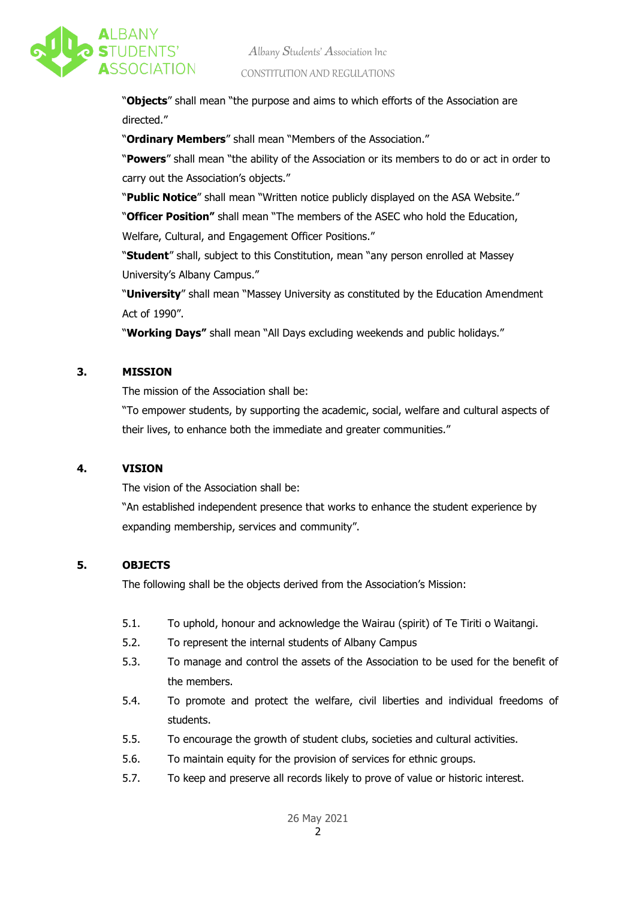"**Objects**" shall mean "the purpose and aims to which efforts of the Association are directed."

"**Ordinary Members**" shall mean "Members of the Association."

"**Powers**" shall mean "the ability of the Association or its members to do or act in order to carry out the Association's objects."

"**Public Notice**" shall mean "Written notice publicly displayed on the ASA Website."

"**Officer Position"** shall mean "The members of the ASEC who hold the Education, Welfare, Cultural, and Engagement Officer Positions."

"**Student**" shall, subject to this Constitution, mean "any person enrolled at Massey University's Albany Campus."

"**University**" shall mean "Massey University as constituted by the Education Amendment Act of 1990".

"**Working Days"** shall mean "All Days excluding weekends and public holidays."

## 3. MISSION

The mission of the Association shall be:

"To empower students, by supporting the academic, social, welfare and cultural aspects of their lives, to enhance both the immediate and greater communities."

## 4. VISION

The vision of the Association shall be:

"An established independent presence that works to enhance the student experience by expanding membership, services and community".

## 5. OBJECTS

The following shall be the objects derived from the Association's Mission:

5.1. To uphold, honour and acknowledge the Wairau (spirit) of Te Tiriti o Waitangi.

5.2. To represent the internal students of Albany Campus

5.3. To manage and control the assets of the Association to be used for the benefit of the members.

5.4. To promote and protect the welfare, civil liberties and individual freedoms of students.

5.5. To encourage the growth of student clubs, societies and cultural activities.

5.6. To maintain equity for the provision of services for ethnic groups.

5.7. To keep and preserve all records likely to prove of value or historic interest.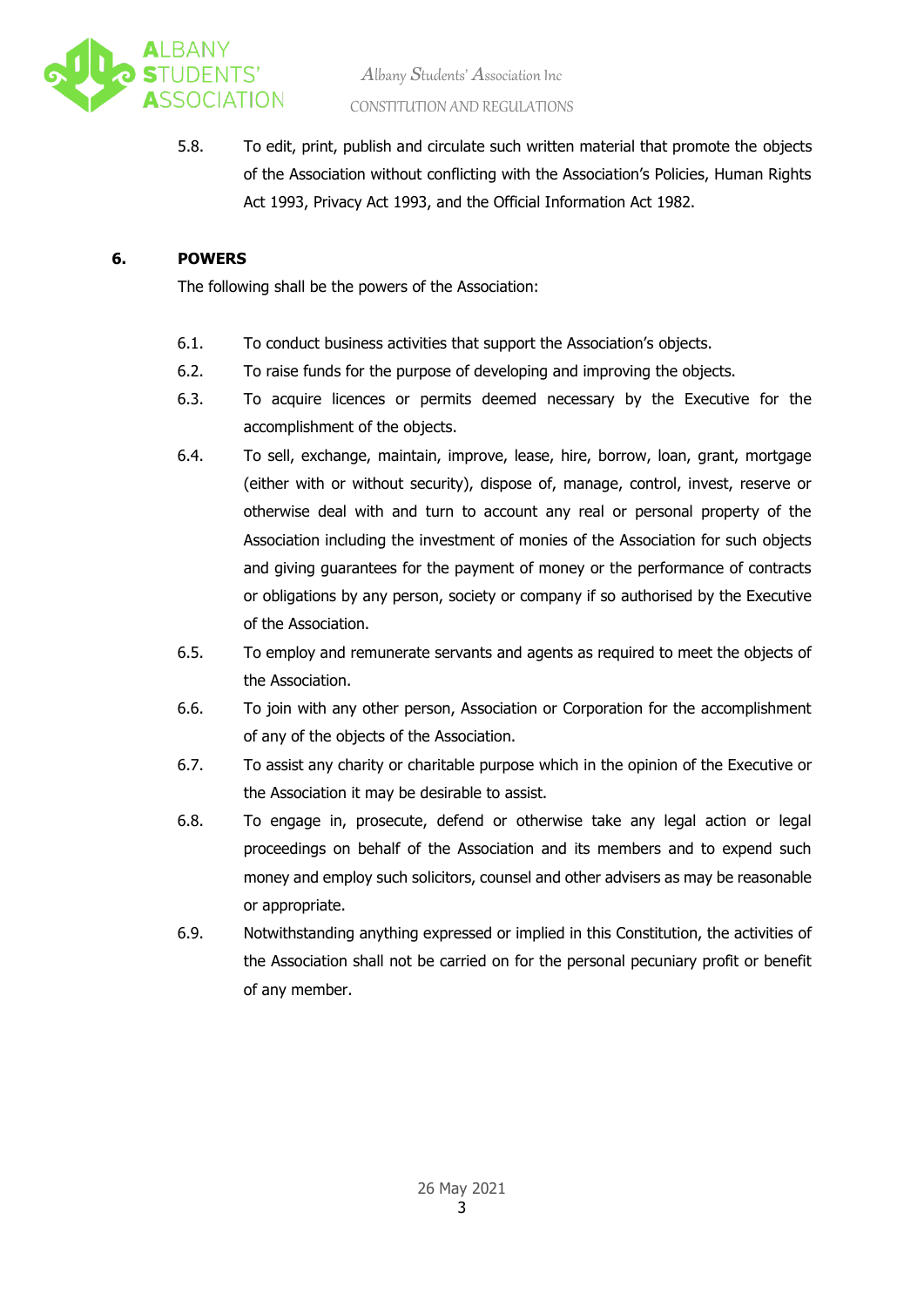5.8. To edit, print, publish and circulate such written material that promote the objects of the Association without conflicting with the Association's Policies, Human Rights Act 1993, Privacy Act 1993, and the Official Information Act 1982.

## 6. POWERS

The following shall be the powers of the Association:

6.1. To conduct business activities that support the Association's objects.

6.2. To raise funds for the purpose of developing and improving the objects.

6.3. To acquire licences or permits deemed necessary by the Executive for the accomplishment of the objects.

6.4. To sell, exchange, maintain, improve, lease, hire, borrow, loan, grant, mortgage (either with or without security), dispose of, manage, control, invest, reserve or otherwise deal with and turn to account any real or personal property of the Association including the investment of monies of the Association for such objects and giving guarantees for the payment of money or the performance of contracts or obligations by any person, society or company if so authorised by the Executive of the Association.

6.5. To employ and remunerate servants and agents as required to meet the objects of the Association.

6.6. To join with any other person, Association or Corporation for the accomplishment of any of the objects of the Association.

6.7. To assist any charity or charitable purpose which in the opinion of the Executive or the Association it may be desirable to assist.

6.8. To engage in, prosecute, defend or otherwise take any legal action or legal proceedings on behalf of the Association and its members and to expend such money and employ such solicitors, counsel and other advisers as may be reasonable or appropriate.

6.9. Notwithstanding anything expressed or implied in this Constitution, the activities of the Association shall not be carried on for the personal pecuniary profit or benefit of any member.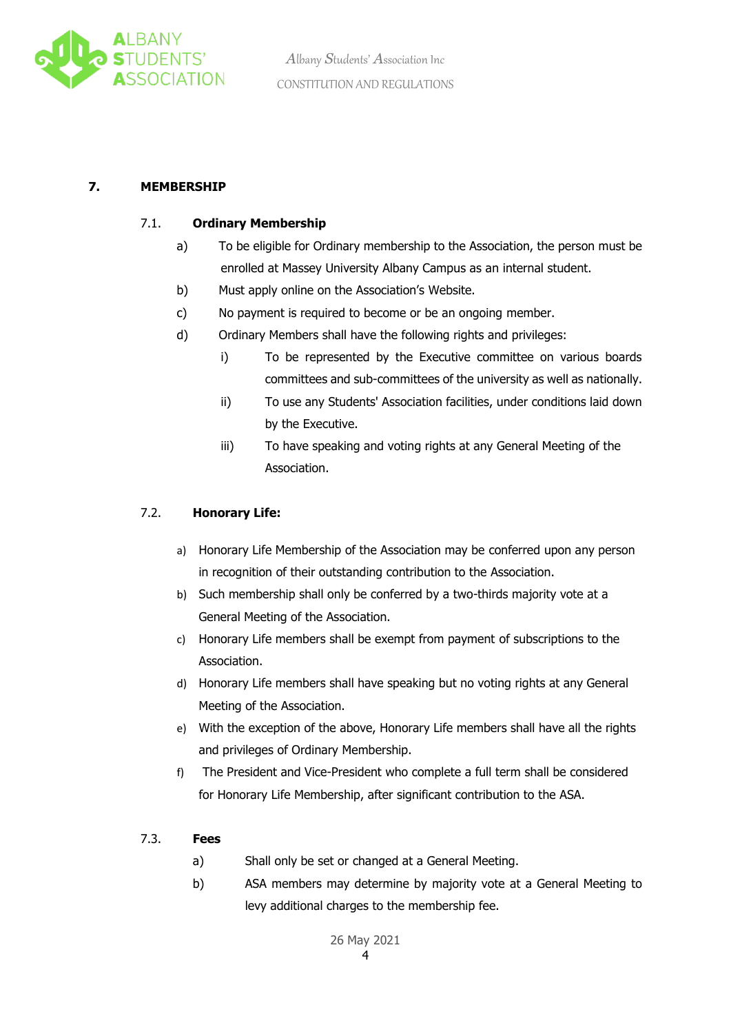## 7. MEMBERSHIP

### 7.1. Ordinary Membership

a) To be eligible for Ordinary membership to the Association, the person must be enrolled at Massey University Albany Campus as an internal student.

b) Must apply online on the Association's Website.

c) No payment is required to become or be an ongoing member.

d) Ordinary Members shall have the following rights and privileges:

   i) To be represented by the Executive committee on various boards committees and sub-committees of the university as well as nationally.

   ii) To use any Students' Association facilities, under conditions laid down by the Executive.

   iii) To have speaking and voting rights at any General Meeting of the Association.

### 7.2. Honorary Life:

a) Honorary Life Membership of the Association may be conferred upon any person in recognition of their outstanding contribution to the Association.

b) Such membership shall only be conferred by a two-thirds majority vote at a General Meeting of the Association.

c) Honorary Life members shall be exempt from payment of subscriptions to the Association.

d) Honorary Life members shall have speaking but no voting rights at any General Meeting of the Association.

e) With the exception of the above, Honorary Life members shall have all the rights and privileges of Ordinary Membership.

f) The President and Vice-President who complete a full term shall be considered for Honorary Life Membership, after significant contribution to the ASA.

### 7.3. Fees

a) Shall only be set or changed at a General Meeting.

b) ASA members may determine by majority vote at a General Meeting to levy additional charges to the membership fee.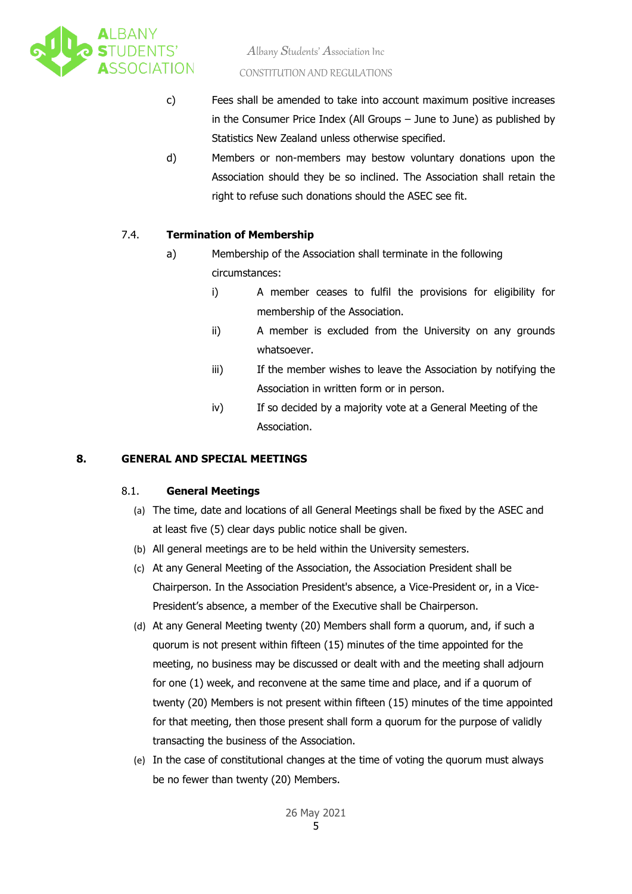c) Fees shall be amended to take into account maximum positive increases in the Consumer Price Index (All Groups – June to June) as published by Statistics New Zealand unless otherwise specified.

d) Members or non-members may bestow voluntary donations upon the Association should they be so inclined. The Association shall retain the right to refuse such donations should the ASEC see fit.

### 7.4. Termination of Membership

a) Membership of the Association shall terminate in the following circumstances:

   i) A member ceases to fulfil the provisions for eligibility for membership of the Association.

   ii) A member is excluded from the University on any grounds whatsoever.

   iii) If the member wishes to leave the Association by notifying the Association in written form or in person.

   iv) If so decided by a majority vote at a General Meeting of the Association.

## 8. GENERAL AND SPECIAL MEETINGS

### 8.1. General Meetings

(a) The time, date and locations of all General Meetings shall be fixed by the ASEC and at least five (5) clear days public notice shall be given.

(b) All general meetings are to be held within the University semesters.

(c) At any General Meeting of the Association, the Association President shall be Chairperson. In the Association President's absence, a Vice-President or, in a Vice-President's absence, a member of the Executive shall be Chairperson.

(d) At any General Meeting twenty (20) Members shall form a quorum, and, if such a quorum is not present within fifteen (15) minutes of the time appointed for the meeting, no business may be discussed or dealt with and the meeting shall adjourn for one (1) week, and reconvene at the same time and place, and if a quorum of twenty (20) Members is not present within fifteen (15) minutes of the time appointed for that meeting, then those present shall form a quorum for the purpose of validly transacting the business of the Association.

(e) In the case of constitutional changes at the time of voting the quorum must always be no fewer than twenty (20) Members.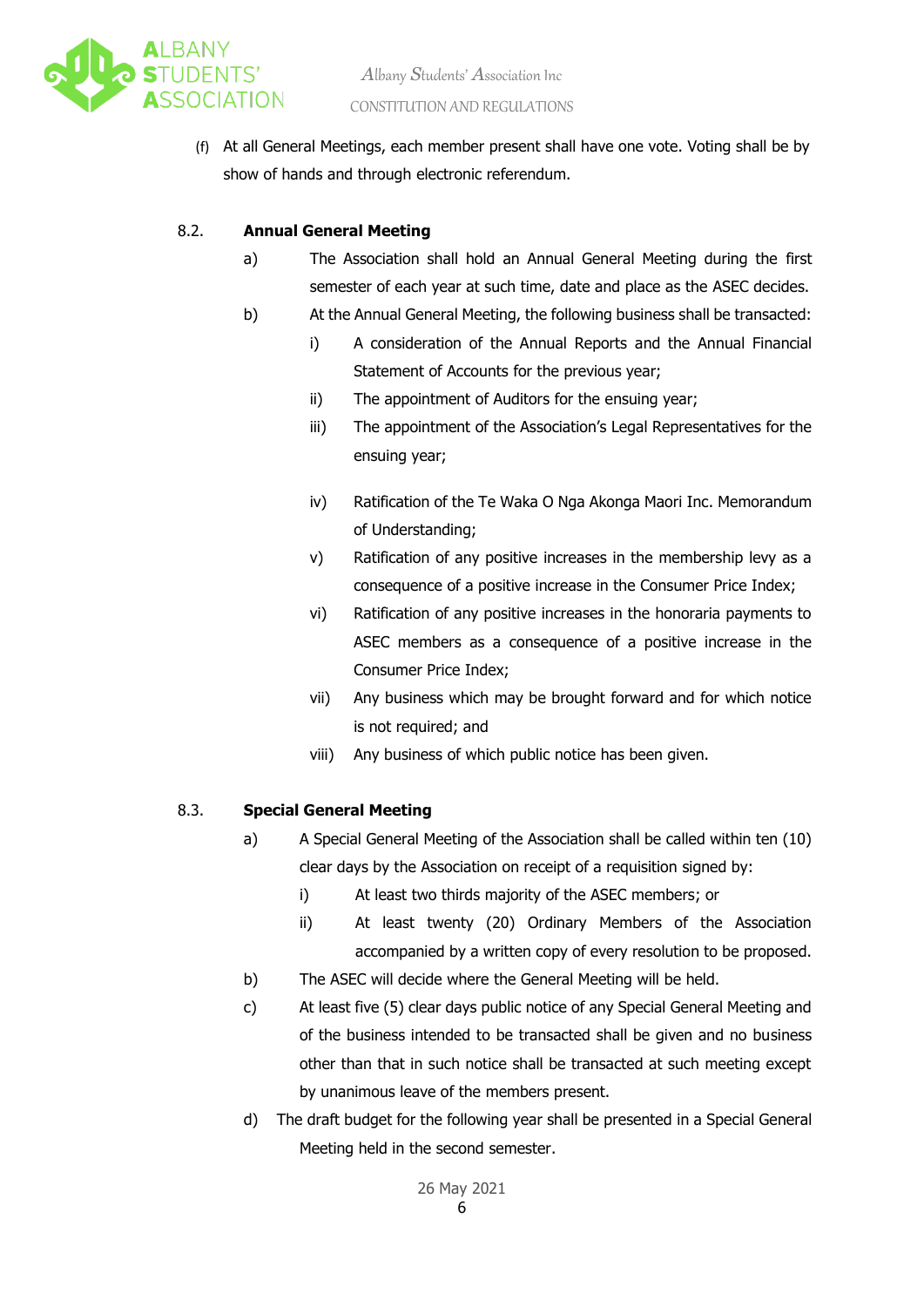(f) At all General Meetings, each member present shall have one vote. Voting shall be by show of hands and through electronic referendum.

### 8.2. Annual General Meeting

a) The Association shall hold an Annual General Meeting during the first semester of each year at such time, date and place as the ASEC decides.

b) At the Annual General Meeting, the following business shall be transacted:

   i) A consideration of the Annual Reports and the Annual Financial Statement of Accounts for the previous year;

   ii) The appointment of Auditors for the ensuing year;

   iii) The appointment of the Association's Legal Representatives for the ensuing year;

   iv) Ratification of the Te Waka O Nga Akonga Maori Inc. Memorandum of Understanding;

   v) Ratification of any positive increases in the membership levy as a consequence of a positive increase in the Consumer Price Index;

   vi) Ratification of any positive increases in the honoraria payments to ASEC members as a consequence of a positive increase in the Consumer Price Index;

   vii) Any business which may be brought forward and for which notice is not required; and

   viii) Any business of which public notice has been given.

### 8.3. Special General Meeting

a) A Special General Meeting of the Association shall be called within ten (10) clear days by the Association on receipt of a requisition signed by:

   i) At least two thirds majority of the ASEC members; or

   ii) At least twenty (20) Ordinary Members of the Association accompanied by a written copy of every resolution to be proposed.

b) The ASEC will decide where the General Meeting will be held.

c) At least five (5) clear days public notice of any Special General Meeting and of the business intended to be transacted shall be given and no business other than that in such notice shall be transacted at such meeting except by unanimous leave of the members present.

d) The draft budget for the following year shall be presented in a Special General Meeting held in the second semester.

26 May 2021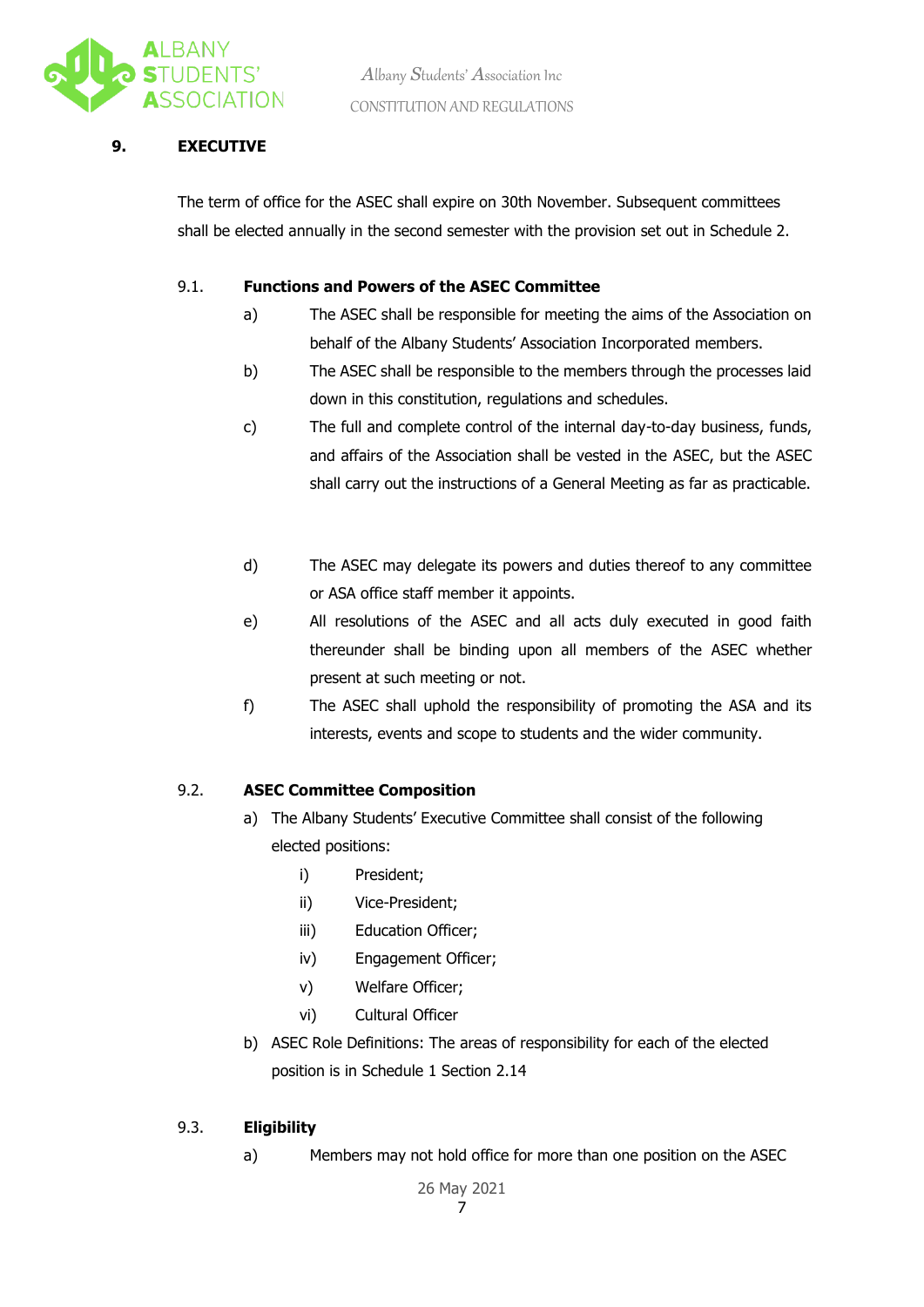## 9. EXECUTIVE

The term of office for the ASEC shall expire on 30th November. Subsequent committees shall be elected annually in the second semester with the provision set out in Schedule 2.

### 9.1. Functions and Powers of the ASEC Committee

a) The ASEC shall be responsible for meeting the aims of the Association on behalf of the Albany Students' Association Incorporated members.

b) The ASEC shall be responsible to the members through the processes laid down in this constitution, regulations and schedules.

c) The full and complete control of the internal day-to-day business, funds, and affairs of the Association shall be vested in the ASEC, but the ASEC shall carry out the instructions of a General Meeting as far as practicable.

d) The ASEC may delegate its powers and duties thereof to any committee or ASA office staff member it appoints.

e) All resolutions of the ASEC and all acts duly executed in good faith thereunder shall be binding upon all members of the ASEC whether present at such meeting or not.

f) The ASEC shall uphold the responsibility of promoting the ASA and its interests, events and scope to students and the wider community.

### 9.2. ASEC Committee Composition

a) The Albany Students' Executive Committee shall consist of the following elected positions:

   i) President;

   ii) Vice-President;

   iii) Education Officer;

   iv) Engagement Officer;

   v) Welfare Officer;

   vi) Cultural Officer

b) ASEC Role Definitions: The areas of responsibility for each of the elected position is in Schedule 1 Section 2.14

### 9.3. Eligibility

a) Members may not hold office for more than one position on the ASEC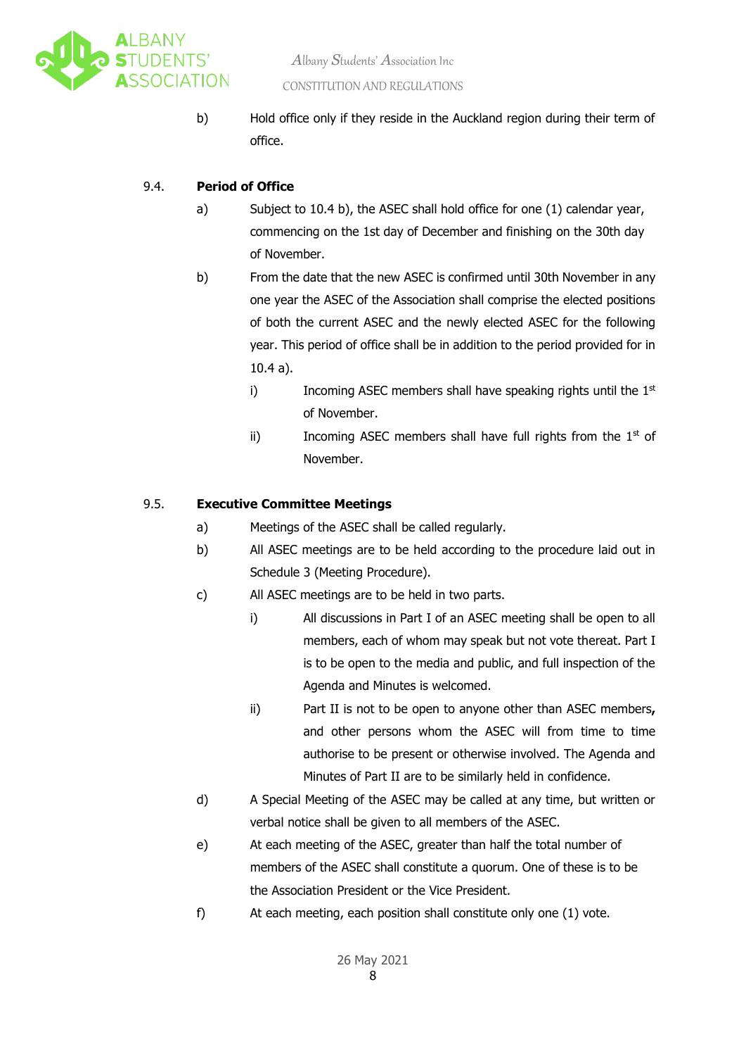b) Hold office only if they reside in the Auckland region during their term of office.

### 9.4. Period of Office

a) Subject to 10.4 b), the ASEC shall hold office for one (1) calendar year, commencing on the 1st day of December and finishing on the 30th day of November.

b) From the date that the new ASEC is confirmed until 30th November in any one year the ASEC of the Association shall comprise the elected positions of both the current ASEC and the newly elected ASEC for the following year. This period of office shall be in addition to the period provided for in 10.4 a).

   i) Incoming ASEC members shall have speaking rights until the 1st of November.

   ii) Incoming ASEC members shall have full rights from the 1st of November.

### 9.5. Executive Committee Meetings

a) Meetings of the ASEC shall be called regularly.

b) All ASEC meetings are to be held according to the procedure laid out in Schedule 3 (Meeting Procedure).

c) All ASEC meetings are to be held in two parts.

   i) All discussions in Part I of an ASEC meeting shall be open to all members, each of whom may speak but not vote thereat. Part I is to be open to the media and public, and full inspection of the Agenda and Minutes is welcomed.

   ii) Part II is not to be open to anyone other than ASEC members**,** and other persons whom the ASEC will from time to time authorise to be present or otherwise involved. The Agenda and Minutes of Part II are to be similarly held in confidence.

d) A Special Meeting of the ASEC may be called at any time, but written or verbal notice shall be given to all members of the ASEC.

e) At each meeting of the ASEC, greater than half the total number of members of the ASEC shall constitute a quorum. One of these is to be the Association President or the Vice President.

f) At each meeting, each position shall constitute only one (1) vote.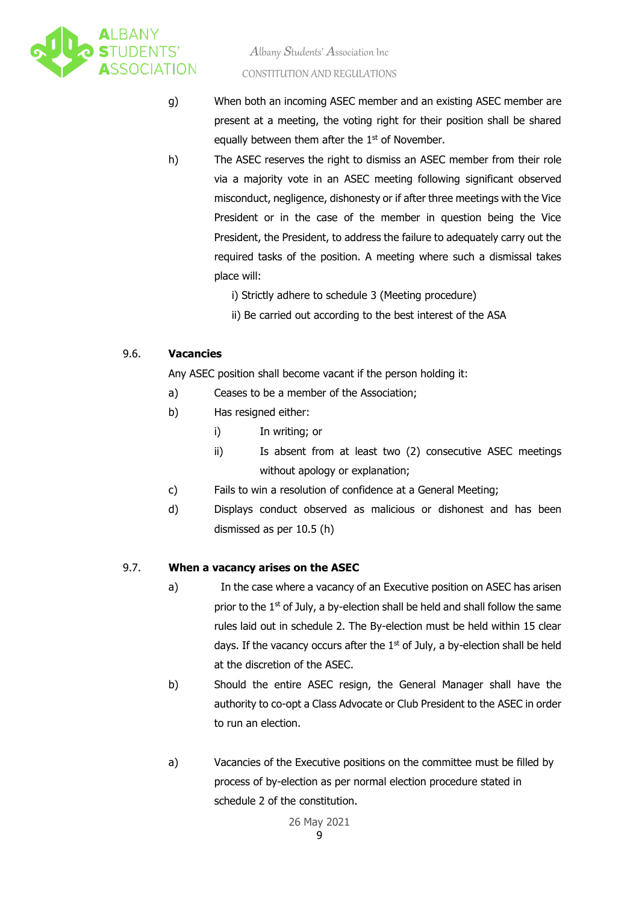g) When both an incoming ASEC member and an existing ASEC member are present at a meeting, the voting right for their position shall be shared equally between them after the 1st of November.

h) The ASEC reserves the right to dismiss an ASEC member from their role via a majority vote in an ASEC meeting following significant observed misconduct, negligence, dishonesty or if after three meetings with the Vice President or in the case of the member in question being the Vice President, the President, to address the failure to adequately carry out the required tasks of the position. A meeting where such a dismissal takes place will:

   i) Strictly adhere to schedule 3 (Meeting procedure)

   ii) Be carried out according to the best interest of the ASA

### 9.6. Vacancies

Any ASEC position shall become vacant if the person holding it:

a) Ceases to be a member of the Association;

b) Has resigned either:

   i) In writing; or

   ii) Is absent from at least two (2) consecutive ASEC meetings without apology or explanation;

c) Fails to win a resolution of confidence at a General Meeting;

d) Displays conduct observed as malicious or dishonest and has been dismissed as per 10.5 (h)

### 9.7. When a vacancy arises on the ASEC

a) In the case where a vacancy of an Executive position on ASEC has arisen prior to the 1st of July, a by-election shall be held and shall follow the same rules laid out in schedule 2. The By-election must be held within 15 clear days. If the vacancy occurs after the 1st of July, a by-election shall be held at the discretion of the ASEC.

b) Should the entire ASEC resign, the General Manager shall have the authority to co-opt a Class Advocate or Club President to the ASEC in order to run an election.

a) Vacancies of the Executive positions on the committee must be filled by process of by-election as per normal election procedure stated in schedule 2 of the constitution.

26 May 2021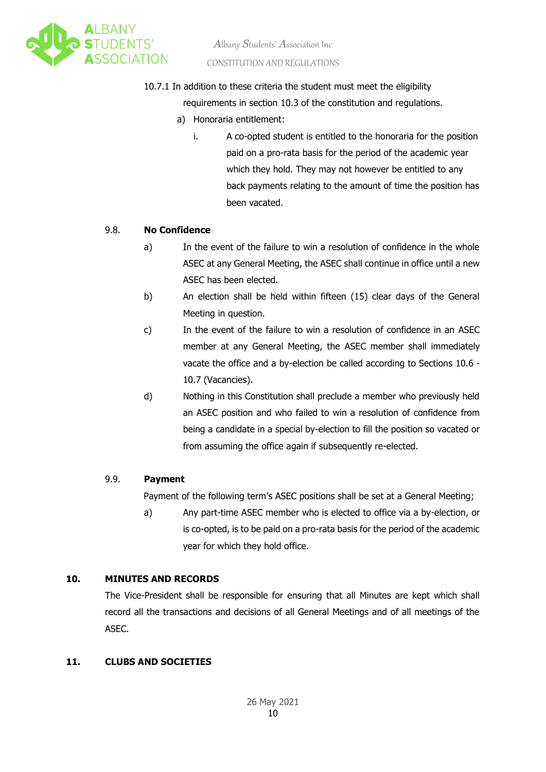10.7.1 In addition to these criteria the student must meet the eligibility requirements in section 10.3 of the constitution and regulations.

a) Honoraria entitlement:

i. A co-opted student is entitled to the honoraria for the position paid on a pro-rata basis for the period of the academic year which they hold. They may not however be entitled to any back payments relating to the amount of time the position has been vacated.

### 9.8. No Confidence

a) In the event of the failure to win a resolution of confidence in the whole ASEC at any General Meeting, the ASEC shall continue in office until a new ASEC has been elected.

b) An election shall be held within fifteen (15) clear days of the General Meeting in question.

c) In the event of the failure to win a resolution of confidence in an ASEC member at any General Meeting, the ASEC member shall immediately vacate the office and a by-election be called according to Sections 10.6 - 10.7 (Vacancies).

d) Nothing in this Constitution shall preclude a member who previously held an ASEC position and who failed to win a resolution of confidence from being a candidate in a special by-election to fill the position so vacated or from assuming the office again if subsequently re-elected.

### 9.9. Payment

Payment of the following term's ASEC positions shall be set at a General Meeting;

a) Any part-time ASEC member who is elected to office via a by-election, or is co-opted, is to be paid on a pro-rata basis for the period of the academic year for which they hold office.

## 10. MINUTES AND RECORDS

The Vice-President shall be responsible for ensuring that all Minutes are kept which shall record all the transactions and decisions of all General Meetings and of all meetings of the ASEC.

## 11. CLUBS AND SOCIETIES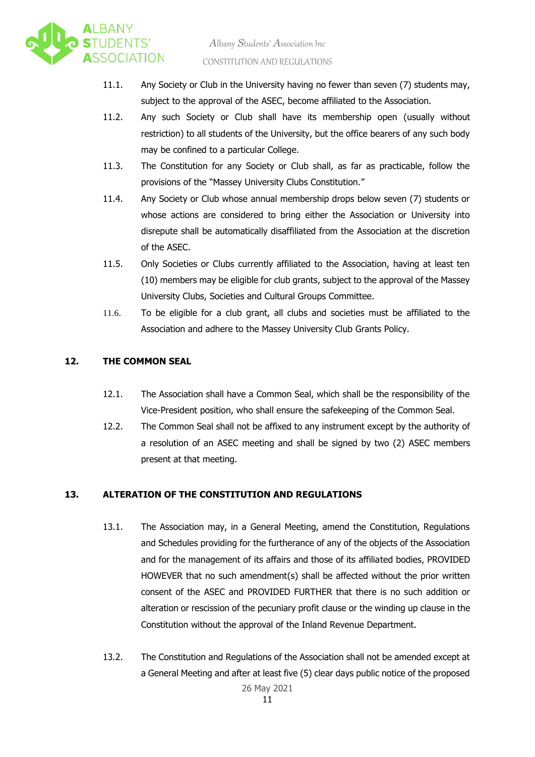11.1. Any Society or Club in the University having no fewer than seven (7) students may, subject to the approval of the ASEC, become affiliated to the Association.

11.2. Any such Society or Club shall have its membership open (usually without restriction) to all students of the University, but the office bearers of any such body may be confined to a particular College.

11.3. The Constitution for any Society or Club shall, as far as practicable, follow the provisions of the "Massey University Clubs Constitution."

11.4. Any Society or Club whose annual membership drops below seven (7) students or whose actions are considered to bring either the Association or University into disrepute shall be automatically disaffiliated from the Association at the discretion of the ASEC.

11.5. Only Societies or Clubs currently affiliated to the Association, having at least ten (10) members may be eligible for club grants, subject to the approval of the Massey University Clubs, Societies and Cultural Groups Committee.

11.6. To be eligible for a club grant, all clubs and societies must be affiliated to the Association and adhere to the Massey University Club Grants Policy.

## 12. THE COMMON SEAL

12.1. The Association shall have a Common Seal, which shall be the responsibility of the Vice-President position, who shall ensure the safekeeping of the Common Seal.

12.2. The Common Seal shall not be affixed to any instrument except by the authority of a resolution of an ASEC meeting and shall be signed by two (2) ASEC members present at that meeting.

## 13. ALTERATION OF THE CONSTITUTION AND REGULATIONS

13.1. The Association may, in a General Meeting, amend the Constitution, Regulations and Schedules providing for the furtherance of any of the objects of the Association and for the management of its affairs and those of its affiliated bodies, PROVIDED HOWEVER that no such amendment(s) shall be affected without the prior written consent of the ASEC and PROVIDED FURTHER that there is no such addition or alteration or rescission of the pecuniary profit clause or the winding up clause in the Constitution without the approval of the Inland Revenue Department.

13.2. The Constitution and Regulations of the Association shall not be amended except at a General Meeting and after at least five (5) clear days public notice of the proposed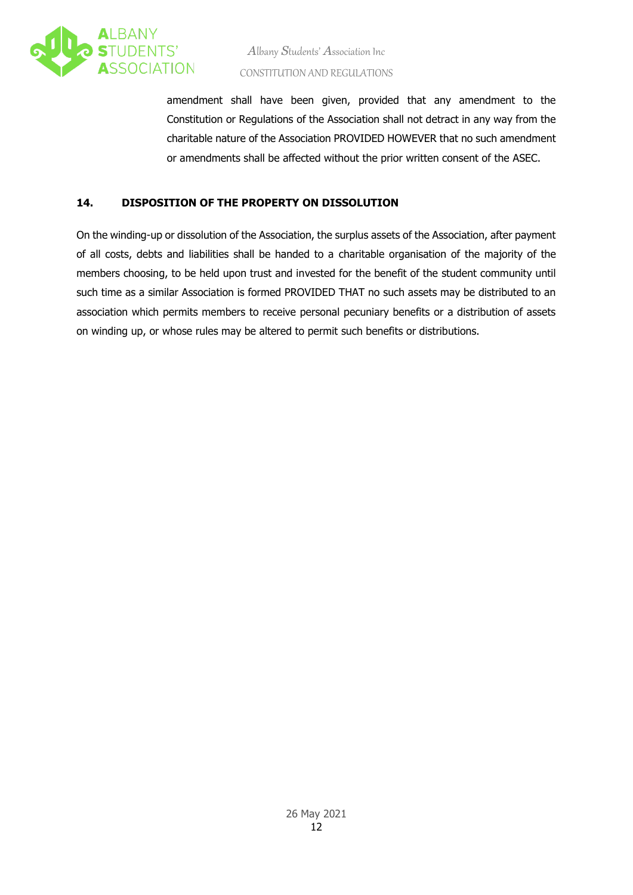amendment shall have been given, provided that any amendment to the Constitution or Regulations of the Association shall not detract in any way from the charitable nature of the Association PROVIDED HOWEVER that no such amendment or amendments shall be affected without the prior written consent of the ASEC.

## 14. DISPOSITION OF THE PROPERTY ON DISSOLUTION

On the winding-up or dissolution of the Association, the surplus assets of the Association, after payment of all costs, debts and liabilities shall be handed to a charitable organisation of the majority of the members choosing, to be held upon trust and invested for the benefit of the student community until such time as a similar Association is formed PROVIDED THAT no such assets may be distributed to an association which permits members to receive personal pecuniary benefits or a distribution of assets on winding up, or whose rules may be altered to permit such benefits or distributions.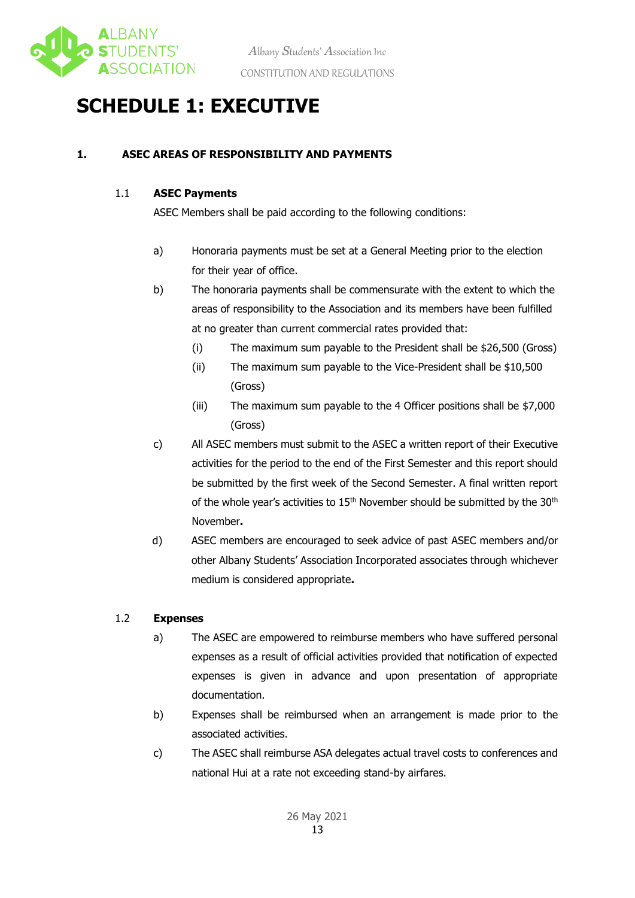# SCHEDULE 1: EXECUTIVE

## 1. ASEC AREAS OF RESPONSIBILITY AND PAYMENTS

### 1.1 ASEC Payments

ASEC Members shall be paid according to the following conditions:

a) Honoraria payments must be set at a General Meeting prior to the election for their year of office.

b) The honoraria payments shall be commensurate with the extent to which the areas of responsibility to the Association and its members have been fulfilled at no greater than current commercial rates provided that:

   (i) The maximum sum payable to the President shall be $26,500 (Gross)

   (ii) The maximum sum payable to the Vice-President shall be $10,500 (Gross)

   (iii) The maximum sum payable to the 4 Officer positions shall be $7,000 (Gross)

c) All ASEC members must submit to the ASEC a written report of their Executive activities for the period to the end of the First Semester and this report should be submitted by the first week of the Second Semester. A final written report of the whole year's activities to 15th November should be submitted by the 30th November.

d) ASEC members are encouraged to seek advice of past ASEC members and/or other Albany Students' Association Incorporated associates through whichever medium is considered appropriate.

### 1.2 Expenses

a) The ASEC are empowered to reimburse members who have suffered personal expenses as a result of official activities provided that notification of expected expenses is given in advance and upon presentation of appropriate documentation.

b) Expenses shall be reimbursed when an arrangement is made prior to the associated activities.

c) The ASEC shall reimburse ASA delegates actual travel costs to conferences and national Hui at a rate not exceeding stand-by airfares.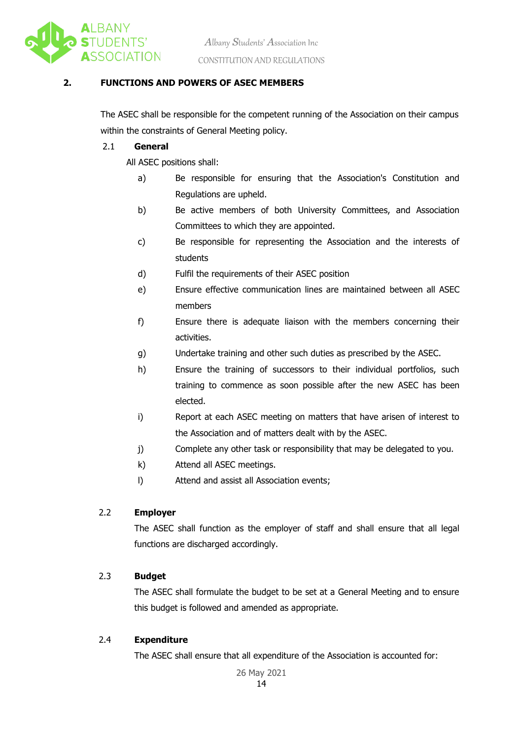## 2. FUNCTIONS AND POWERS OF ASEC MEMBERS

The ASEC shall be responsible for the competent running of the Association on their campus within the constraints of General Meeting policy.

### 2.1 General

All ASEC positions shall:

a) Be responsible for ensuring that the Association's Constitution and Regulations are upheld.

b) Be active members of both University Committees, and Association Committees to which they are appointed.

c) Be responsible for representing the Association and the interests of students

d) Fulfil the requirements of their ASEC position

e) Ensure effective communication lines are maintained between all ASEC members

f) Ensure there is adequate liaison with the members concerning their activities.

g) Undertake training and other such duties as prescribed by the ASEC.

h) Ensure the training of successors to their individual portfolios, such training to commence as soon possible after the new ASEC has been elected.

i) Report at each ASEC meeting on matters that have arisen of interest to the Association and of matters dealt with by the ASEC.

j) Complete any other task or responsibility that may be delegated to you.

k) Attend all ASEC meetings.

l) Attend and assist all Association events;

### 2.2 Employer

The ASEC shall function as the employer of staff and shall ensure that all legal functions are discharged accordingly.

### 2.3 Budget

The ASEC shall formulate the budget to be set at a General Meeting and to ensure this budget is followed and amended as appropriate.

### 2.4 Expenditure

The ASEC shall ensure that all expenditure of the Association is accounted for: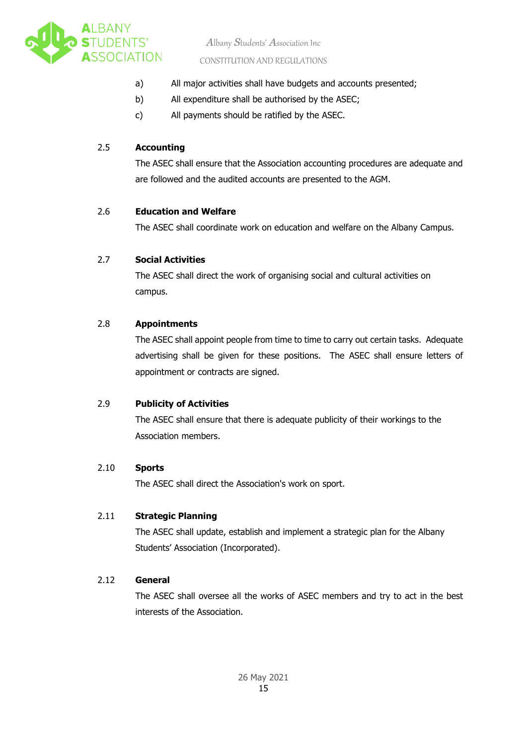a) All major activities shall have budgets and accounts presented;

b) All expenditure shall be authorised by the ASEC;

c) All payments should be ratified by the ASEC.

### 2.5 Accounting

The ASEC shall ensure that the Association accounting procedures are adequate and are followed and the audited accounts are presented to the AGM.

### 2.6 Education and Welfare

The ASEC shall coordinate work on education and welfare on the Albany Campus.

### 2.7 Social Activities

The ASEC shall direct the work of organising social and cultural activities on campus.

### 2.8 Appointments

The ASEC shall appoint people from time to time to carry out certain tasks. Adequate advertising shall be given for these positions. The ASEC shall ensure letters of appointment or contracts are signed.

### 2.9 Publicity of Activities

The ASEC shall ensure that there is adequate publicity of their workings to the Association members.

### 2.10 Sports

The ASEC shall direct the Association's work on sport.

### 2.11 Strategic Planning

The ASEC shall update, establish and implement a strategic plan for the Albany Students' Association (Incorporated).

### 2.12 General

The ASEC shall oversee all the works of ASEC members and try to act in the best interests of the Association.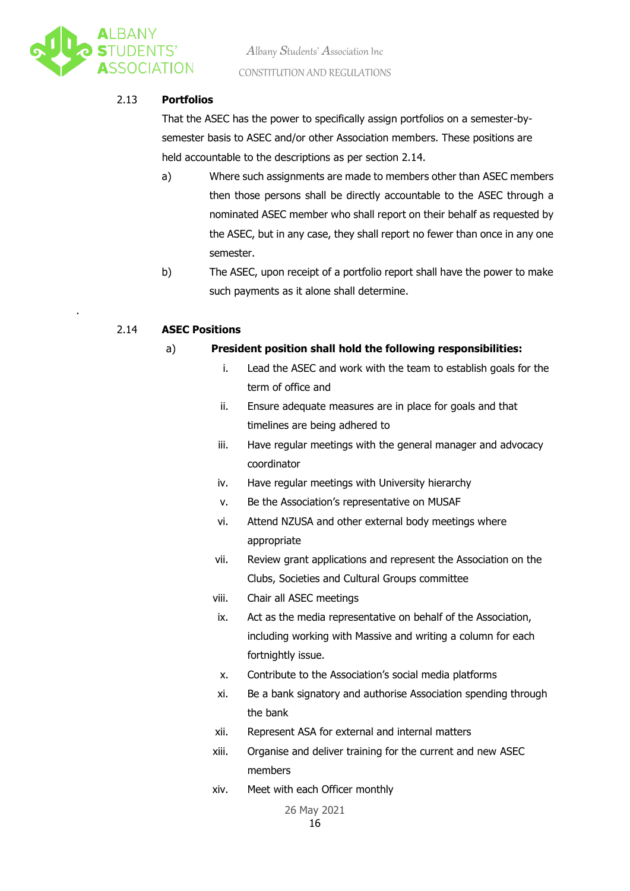2.13 **Portfolios**

That the ASEC has the power to specifically assign portfolios on a semester-by-semester basis to ASEC and/or other Association members. These positions are held accountable to the descriptions as per section 2.14.

a) Where such assignments are made to members other than ASEC members then those persons shall be directly accountable to the ASEC through a nominated ASEC member who shall report on their behalf as requested by the ASEC, but in any case, they shall report no fewer than once in any one semester.

b) The ASEC, upon receipt of a portfolio report shall have the power to make such payments as it alone shall determine.

2.14 **ASEC Positions**

a) **President position shall hold the following responsibilities:**

   i. Lead the ASEC and work with the team to establish goals for the term of office and
   ii. Ensure adequate measures are in place for goals and that timelines are being adhered to
   iii. Have regular meetings with the general manager and advocacy coordinator
   iv. Have regular meetings with University hierarchy
   v. Be the Association's representative on MUSAF
   vi. Attend NZUSA and other external body meetings where appropriate
   vii. Review grant applications and represent the Association on the Clubs, Societies and Cultural Groups committee
   viii. Chair all ASEC meetings
   ix. Act as the media representative on behalf of the Association, including working with Massive and writing a column for each fortnightly issue.
   x. Contribute to the Association's social media platforms
   xi. Be a bank signatory and authorise Association spending through the bank
   xii. Represent ASA for external and internal matters
   xiii. Organise and deliver training for the current and new ASEC members
   xiv. Meet with each Officer monthly

26 May 2021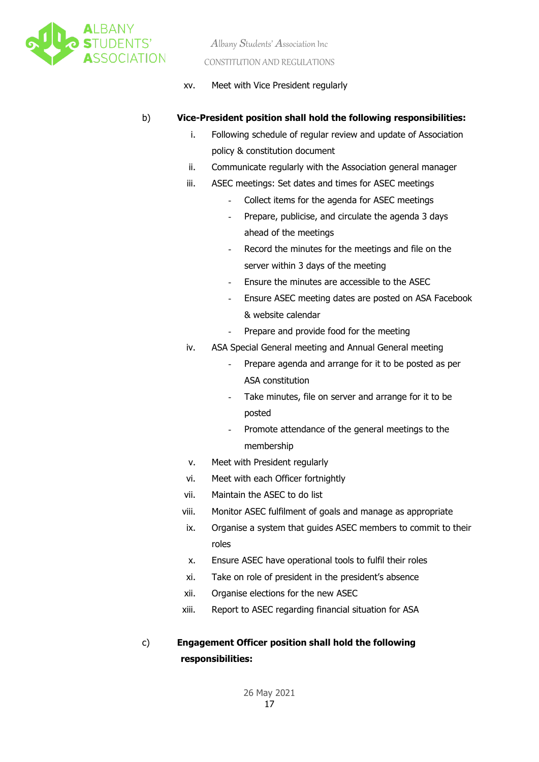xv. Meet with Vice President regularly

b) **Vice-President position shall hold the following responsibilities:**

i. Following schedule of regular review and update of Association policy & constitution document
ii. Communicate regularly with the Association general manager
iii. ASEC meetings: Set dates and times for ASEC meetings
   - Collect items for the agenda for ASEC meetings
   - Prepare, publicise, and circulate the agenda 3 days ahead of the meetings
   - Record the minutes for the meetings and file on the server within 3 days of the meeting
   - Ensure the minutes are accessible to the ASEC
   - Ensure ASEC meeting dates are posted on ASA Facebook & website calendar
   - Prepare and provide food for the meeting
iv. ASA Special General meeting and Annual General meeting
   - Prepare agenda and arrange for it to be posted as per ASA constitution
   - Take minutes, file on server and arrange for it to be posted
   - Promote attendance of the general meetings to the membership
v. Meet with President regularly
vi. Meet with each Officer fortnightly
vii. Maintain the ASEC to do list
viii. Monitor ASEC fulfilment of goals and manage as appropriate
ix. Organise a system that guides ASEC members to commit to their roles
x. Ensure ASEC have operational tools to fulfil their roles
xi. Take on role of president in the president's absence
xii. Organise elections for the new ASEC
xiii. Report to ASEC regarding financial situation for ASA

c) **Engagement Officer position shall hold the following responsibilities:**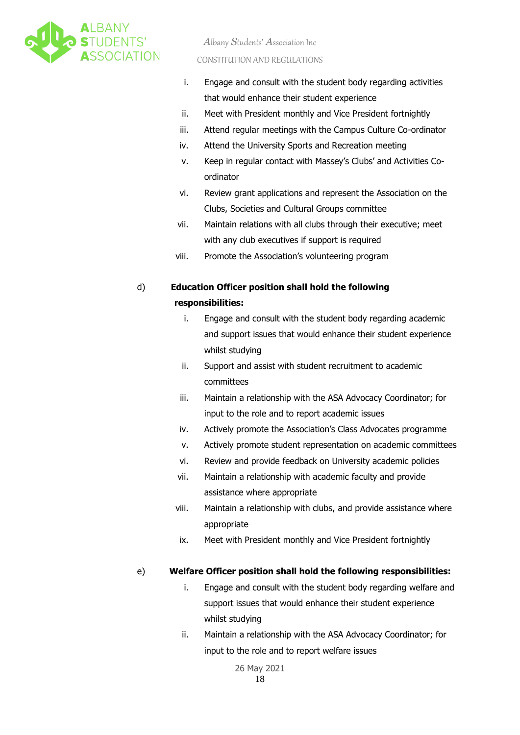i. Engage and consult with the student body regarding activities that would enhance their student experience
ii. Meet with President monthly and Vice President fortnightly
iii. Attend regular meetings with the Campus Culture Co-ordinator
iv. Attend the University Sports and Recreation meeting
v. Keep in regular contact with Massey's Clubs' and Activities Co-ordinator
vi. Review grant applications and represent the Association on the Clubs, Societies and Cultural Groups committee
vii. Maintain relations with all clubs through their executive; meet with any club executives if support is required
viii. Promote the Association's volunteering program

d) **Education Officer position shall hold the following responsibilities:**

i. Engage and consult with the student body regarding academic and support issues that would enhance their student experience whilst studying
ii. Support and assist with student recruitment to academic committees
iii. Maintain a relationship with the ASA Advocacy Coordinator; for input to the role and to report academic issues
iv. Actively promote the Association's Class Advocates programme
v. Actively promote student representation on academic committees
vi. Review and provide feedback on University academic policies
vii. Maintain a relationship with academic faculty and provide assistance where appropriate
viii. Maintain a relationship with clubs, and provide assistance where appropriate
ix. Meet with President monthly and Vice President fortnightly

e) **Welfare Officer position shall hold the following responsibilities:**

i. Engage and consult with the student body regarding welfare and support issues that would enhance their student experience whilst studying
ii. Maintain a relationship with the ASA Advocacy Coordinator; for input to the role and to report welfare issues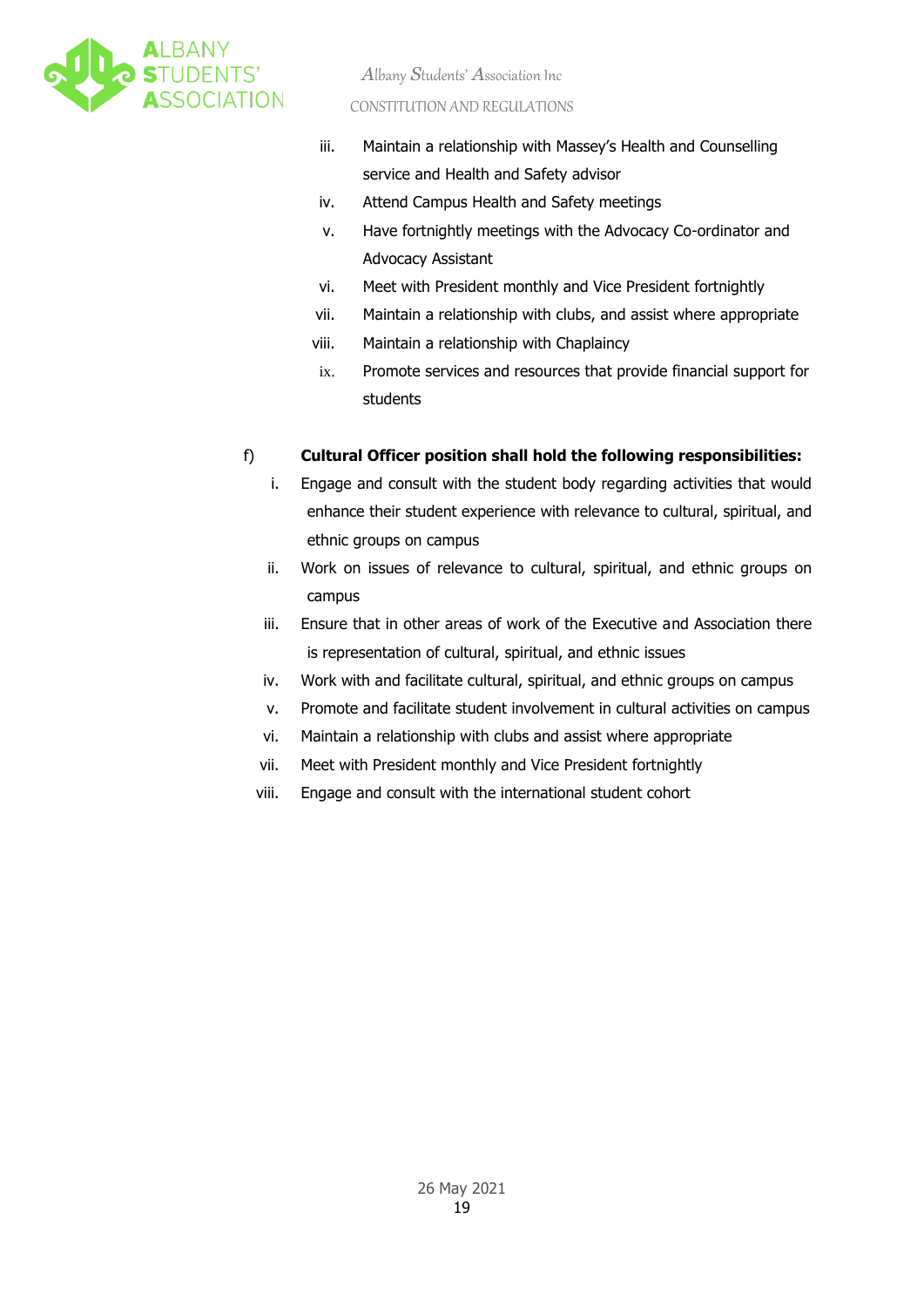iii. Maintain a relationship with Massey's Health and Counselling service and Health and Safety advisor
iv. Attend Campus Health and Safety meetings
v. Have fortnightly meetings with the Advocacy Co-ordinator and Advocacy Assistant
vi. Meet with President monthly and Vice President fortnightly
vii. Maintain a relationship with clubs, and assist where appropriate
viii. Maintain a relationship with Chaplaincy
ix. Promote services and resources that provide financial support for students

f) **Cultural Officer position shall hold the following responsibilities:**

i. Engage and consult with the student body regarding activities that would enhance their student experience with relevance to cultural, spiritual, and ethnic groups on campus
ii. Work on issues of relevance to cultural, spiritual, and ethnic groups on campus
iii. Ensure that in other areas of work of the Executive and Association there is representation of cultural, spiritual, and ethnic issues
iv. Work with and facilitate cultural, spiritual, and ethnic groups on campus
v. Promote and facilitate student involvement in cultural activities on campus
vi. Maintain a relationship with clubs and assist where appropriate
vii. Meet with President monthly and Vice President fortnightly
viii. Engage and consult with the international student cohort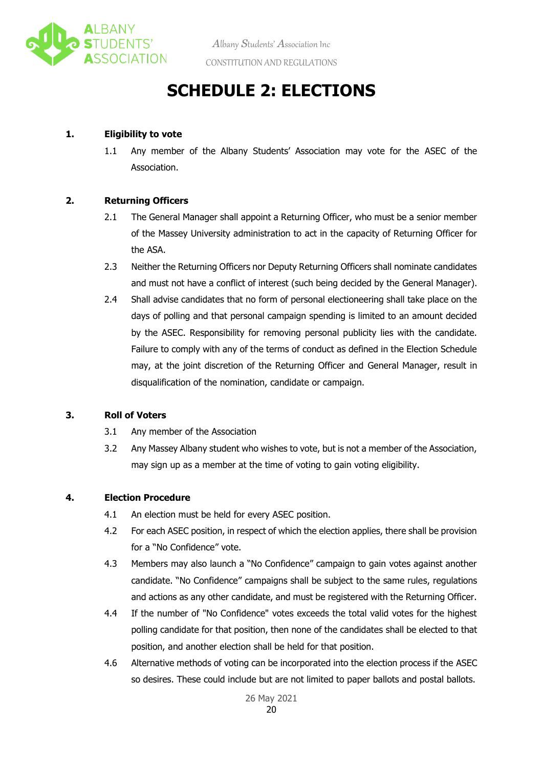# SCHEDULE 2: ELECTIONS

**1. Eligibility to vote**

1.1 Any member of the Albany Students' Association may vote for the ASEC of the Association.

**2. Returning Officers**

2.1 The General Manager shall appoint a Returning Officer, who must be a senior member of the Massey University administration to act in the capacity of Returning Officer for the ASA.

2.3 Neither the Returning Officers nor Deputy Returning Officers shall nominate candidates and must not have a conflict of interest (such being decided by the General Manager).

2.4 Shall advise candidates that no form of personal electioneering shall take place on the days of polling and that personal campaign spending is limited to an amount decided by the ASEC. Responsibility for removing personal publicity lies with the candidate. Failure to comply with any of the terms of conduct as defined in the Election Schedule may, at the joint discretion of the Returning Officer and General Manager, result in disqualification of the nomination, candidate or campaign.

**3. Roll of Voters**

3.1 Any member of the Association

3.2 Any Massey Albany student who wishes to vote, but is not a member of the Association, may sign up as a member at the time of voting to gain voting eligibility.

**4. Election Procedure**

4.1 An election must be held for every ASEC position.

4.2 For each ASEC position, in respect of which the election applies, there shall be provision for a "No Confidence" vote.

4.3 Members may also launch a "No Confidence" campaign to gain votes against another candidate. "No Confidence" campaigns shall be subject to the same rules, regulations and actions as any other candidate, and must be registered with the Returning Officer.

4.4 If the number of "No Confidence" votes exceeds the total valid votes for the highest polling candidate for that position, then none of the candidates shall be elected to that position, and another election shall be held for that position.

4.6 Alternative methods of voting can be incorporated into the election process if the ASEC so desires. These could include but are not limited to paper ballots and postal ballots.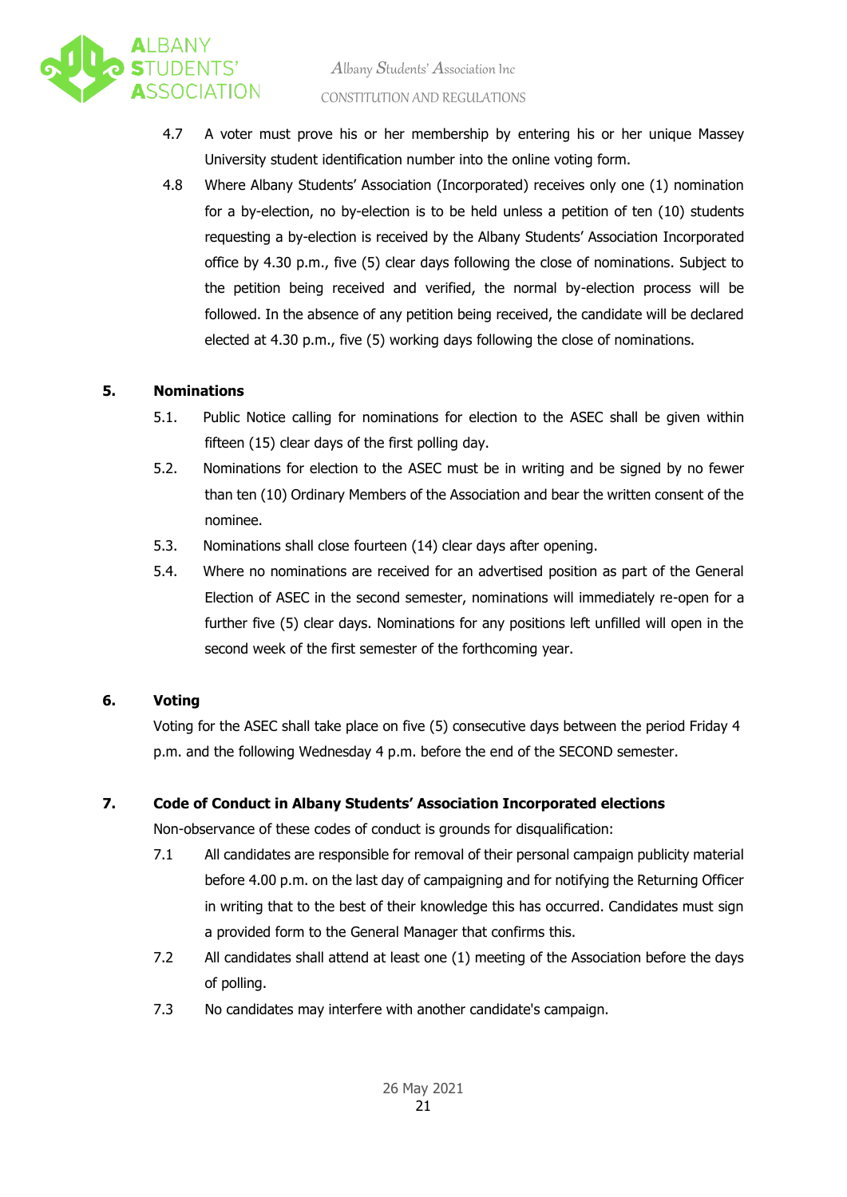4.7 A voter must prove his or her membership by entering his or her unique Massey University student identification number into the online voting form.

4.8 Where Albany Students' Association (Incorporated) receives only one (1) nomination for a by-election, no by-election is to be held unless a petition of ten (10) students requesting a by-election is received by the Albany Students' Association Incorporated office by 4.30 p.m., five (5) clear days following the close of nominations. Subject to the petition being received and verified, the normal by-election process will be followed. In the absence of any petition being received, the candidate will be declared elected at 4.30 p.m., five (5) working days following the close of nominations.

## 5. Nominations

5.1. Public Notice calling for nominations for election to the ASEC shall be given within fifteen (15) clear days of the first polling day.

5.2. Nominations for election to the ASEC must be in writing and be signed by no fewer than ten (10) Ordinary Members of the Association and bear the written consent of the nominee.

5.3. Nominations shall close fourteen (14) clear days after opening.

5.4. Where no nominations are received for an advertised position as part of the General Election of ASEC in the second semester, nominations will immediately re-open for a further five (5) clear days. Nominations for any positions left unfilled will open in the second week of the first semester of the forthcoming year.

## 6. Voting

Voting for the ASEC shall take place on five (5) consecutive days between the period Friday 4 p.m. and the following Wednesday 4 p.m. before the end of the SECOND semester.

## 7. Code of Conduct in Albany Students' Association Incorporated elections

Non-observance of these codes of conduct is grounds for disqualification:

7.1 All candidates are responsible for removal of their personal campaign publicity material before 4.00 p.m. on the last day of campaigning and for notifying the Returning Officer in writing that to the best of their knowledge this has occurred. Candidates must sign a provided form to the General Manager that confirms this.

7.2 All candidates shall attend at least one (1) meeting of the Association before the days of polling.

7.3 No candidates may interfere with another candidate's campaign.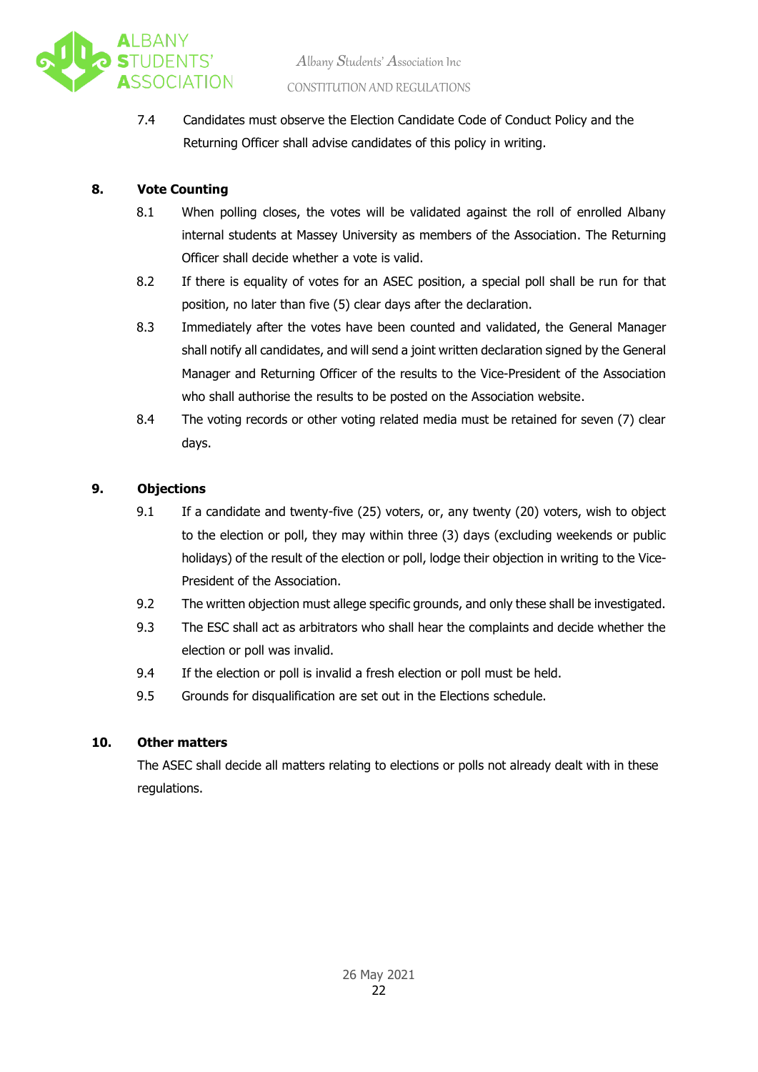7.4 Candidates must observe the Election Candidate Code of Conduct Policy and the Returning Officer shall advise candidates of this policy in writing.

**8. Vote Counting**

8.1 When polling closes, the votes will be validated against the roll of enrolled Albany internal students at Massey University as members of the Association. The Returning Officer shall decide whether a vote is valid.

8.2 If there is equality of votes for an ASEC position, a special poll shall be run for that position, no later than five (5) clear days after the declaration.

8.3 Immediately after the votes have been counted and validated, the General Manager shall notify all candidates, and will send a joint written declaration signed by the General Manager and Returning Officer of the results to the Vice-President of the Association who shall authorise the results to be posted on the Association website.

8.4 The voting records or other voting related media must be retained for seven (7) clear days.

**9. Objections**

9.1 If a candidate and twenty-five (25) voters, or, any twenty (20) voters, wish to object to the election or poll, they may within three (3) days (excluding weekends or public holidays) of the result of the election or poll, lodge their objection in writing to the Vice-President of the Association.

9.2 The written objection must allege specific grounds, and only these shall be investigated.

9.3 The ESC shall act as arbitrators who shall hear the complaints and decide whether the election or poll was invalid.

9.4 If the election or poll is invalid a fresh election or poll must be held.

9.5 Grounds for disqualification are set out in the Elections schedule.

**10. Other matters**

The ASEC shall decide all matters relating to elections or polls not already dealt with in these regulations.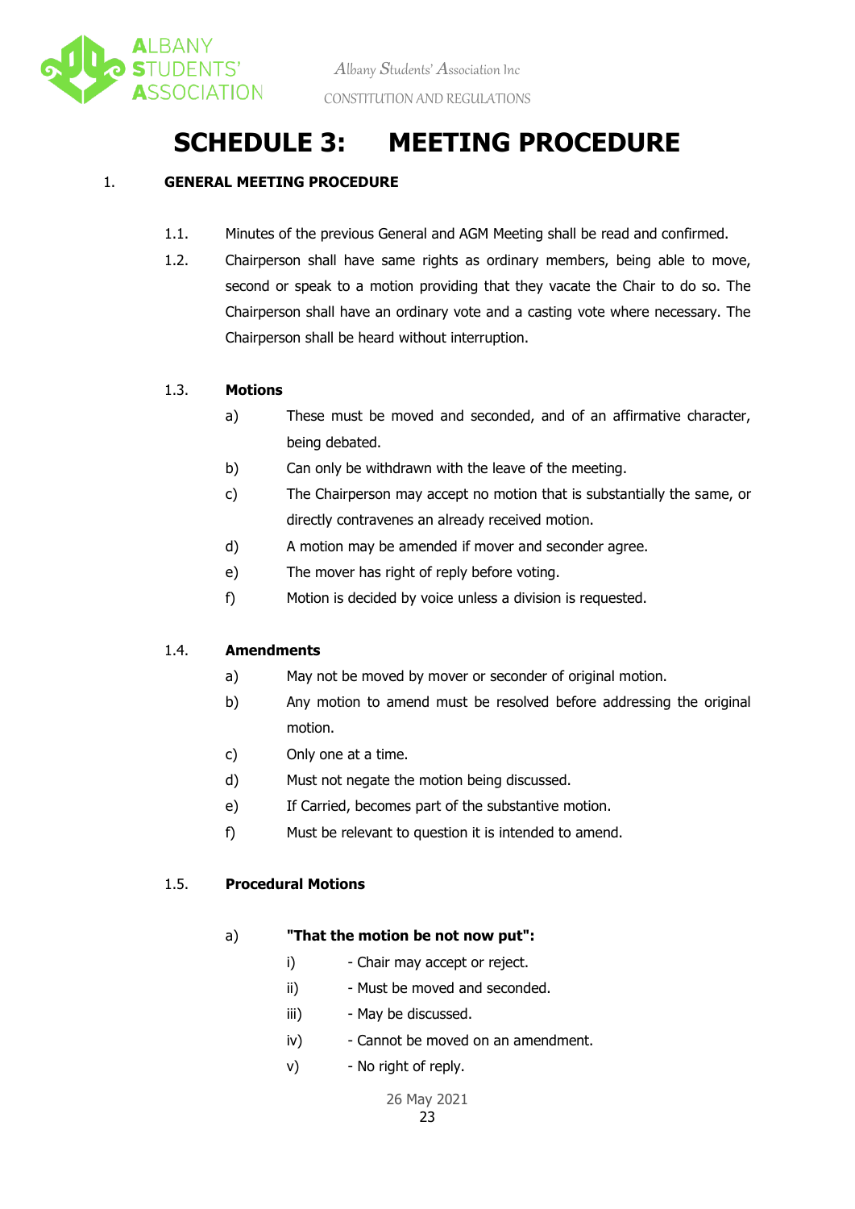# SCHEDULE 3: MEETING PROCEDURE

1. **GENERAL MEETING PROCEDURE**

1.1. Minutes of the previous General and AGM Meeting shall be read and confirmed.

1.2. Chairperson shall have same rights as ordinary members, being able to move, second or speak to a motion providing that they vacate the Chair to do so. The Chairperson shall have an ordinary vote and a casting vote where necessary. The Chairperson shall be heard without interruption.

1.3. **Motions**

a) These must be moved and seconded, and of an affirmative character, being debated.

b) Can only be withdrawn with the leave of the meeting.

c) The Chairperson may accept no motion that is substantially the same, or directly contravenes an already received motion.

d) A motion may be amended if mover and seconder agree.

e) The mover has right of reply before voting.

f) Motion is decided by voice unless a division is requested.

1.4. **Amendments**

a) May not be moved by mover or seconder of original motion.

b) Any motion to amend must be resolved before addressing the original motion.

c) Only one at a time.

d) Must not negate the motion being discussed.

e) If Carried, becomes part of the substantive motion.

f) Must be relevant to question it is intended to amend.

1.5. **Procedural Motions**

a) **"That the motion be not now put":**

i) - Chair may accept or reject.

ii) - Must be moved and seconded.

iii) - May be discussed.

iv) - Cannot be moved on an amendment.

v) - No right of reply.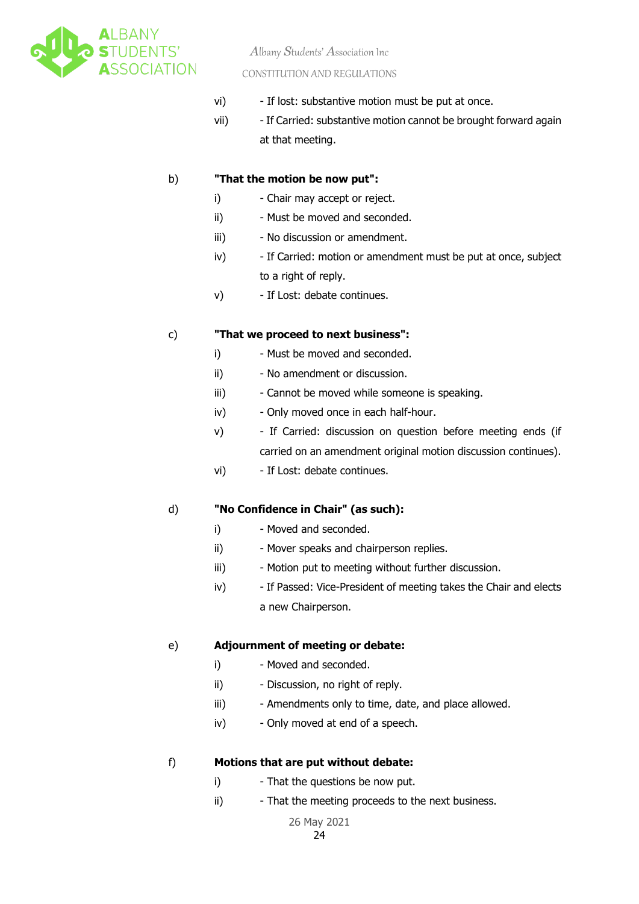vi) - If lost: substantive motion must be put at once.

vii) - If Carried: substantive motion cannot be brought forward again at that meeting.

b) **"That the motion be now put":**

i) - Chair may accept or reject.

ii) - Must be moved and seconded.

iii) - No discussion or amendment.

iv) - If Carried: motion or amendment must be put at once, subject to a right of reply.

v) - If Lost: debate continues.

c) **"That we proceed to next business":**

i) - Must be moved and seconded.

ii) - No amendment or discussion.

iii) - Cannot be moved while someone is speaking.

iv) - Only moved once in each half-hour.

v) - If Carried: discussion on question before meeting ends (if carried on an amendment original motion discussion continues).

vi) - If Lost: debate continues.

d) **"No Confidence in Chair" (as such):**

i) - Moved and seconded.

ii) - Mover speaks and chairperson replies.

iii) - Motion put to meeting without further discussion.

iv) - If Passed: Vice-President of meeting takes the Chair and elects a new Chairperson.

e) **Adjournment of meeting or debate:**

i) - Moved and seconded.

ii) - Discussion, no right of reply.

iii) - Amendments only to time, date, and place allowed.

iv) - Only moved at end of a speech.

f) **Motions that are put without debate:**

i) - That the questions be now put.

ii) - That the meeting proceeds to the next business.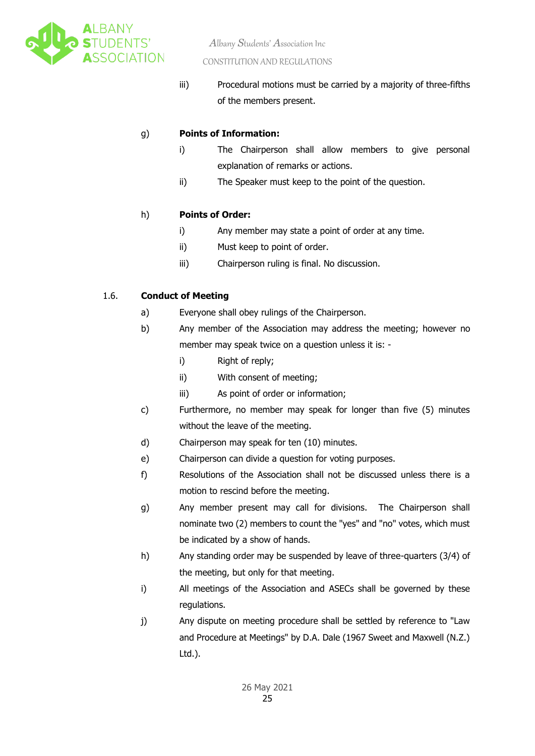iii) Procedural motions must be carried by a majority of three-fifths of the members present.

g) **Points of Information:**

i) The Chairperson shall allow members to give personal explanation of remarks or actions.

ii) The Speaker must keep to the point of the question.

h) **Points of Order:**

i) Any member may state a point of order at any time.

ii) Must keep to point of order.

iii) Chairperson ruling is final. No discussion.

### 1.6. Conduct of Meeting

a) Everyone shall obey rulings of the Chairperson.

b) Any member of the Association may address the meeting; however no member may speak twice on a question unless it is: -

i) Right of reply;

ii) With consent of meeting;

iii) As point of order or information;

c) Furthermore, no member may speak for longer than five (5) minutes without the leave of the meeting.

d) Chairperson may speak for ten (10) minutes.

e) Chairperson can divide a question for voting purposes.

f) Resolutions of the Association shall not be discussed unless there is a motion to rescind before the meeting.

g) Any member present may call for divisions. The Chairperson shall nominate two (2) members to count the "yes" and "no" votes, which must be indicated by a show of hands.

h) Any standing order may be suspended by leave of three-quarters (3/4) of the meeting, but only for that meeting.

i) All meetings of the Association and ASECs shall be governed by these regulations.

j) Any dispute on meeting procedure shall be settled by reference to "Law and Procedure at Meetings" by D.A. Dale (1967 Sweet and Maxwell (N.Z.) Ltd.).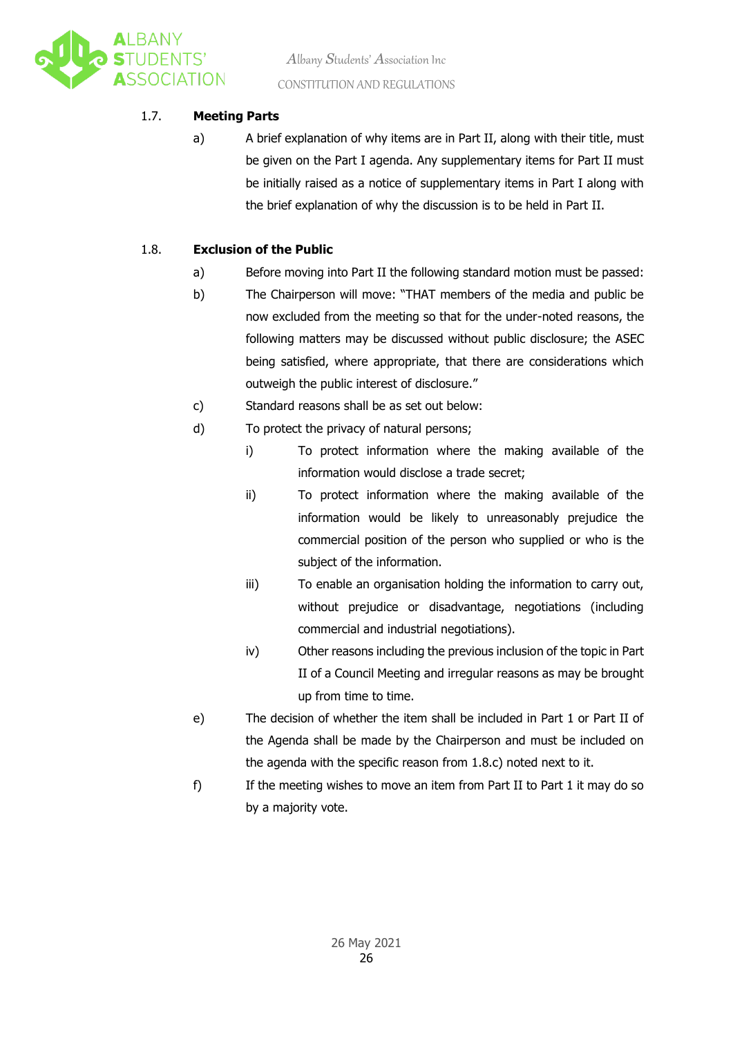### 1.7. Meeting Parts

a) A brief explanation of why items are in Part II, along with their title, must be given on the Part I agenda. Any supplementary items for Part II must be initially raised as a notice of supplementary items in Part I along with the brief explanation of why the discussion is to be held in Part II.

### 1.8. Exclusion of the Public

a) Before moving into Part II the following standard motion must be passed:

b) The Chairperson will move: "THAT members of the media and public be now excluded from the meeting so that for the under-noted reasons, the following matters may be discussed without public disclosure; the ASEC being satisfied, where appropriate, that there are considerations which outweigh the public interest of disclosure."

c) Standard reasons shall be as set out below:

d) To protect the privacy of natural persons;

   i) To protect information where the making available of the information would disclose a trade secret;

   ii) To protect information where the making available of the information would be likely to unreasonably prejudice the commercial position of the person who supplied or who is the subject of the information.

   iii) To enable an organisation holding the information to carry out, without prejudice or disadvantage, negotiations (including commercial and industrial negotiations).

   iv) Other reasons including the previous inclusion of the topic in Part II of a Council Meeting and irregular reasons as may be brought up from time to time.

e) The decision of whether the item shall be included in Part 1 or Part II of the Agenda shall be made by the Chairperson and must be included on the agenda with the specific reason from 1.8.c) noted next to it.

f) If the meeting wishes to move an item from Part II to Part 1 it may do so by a majority vote.

26 May 2021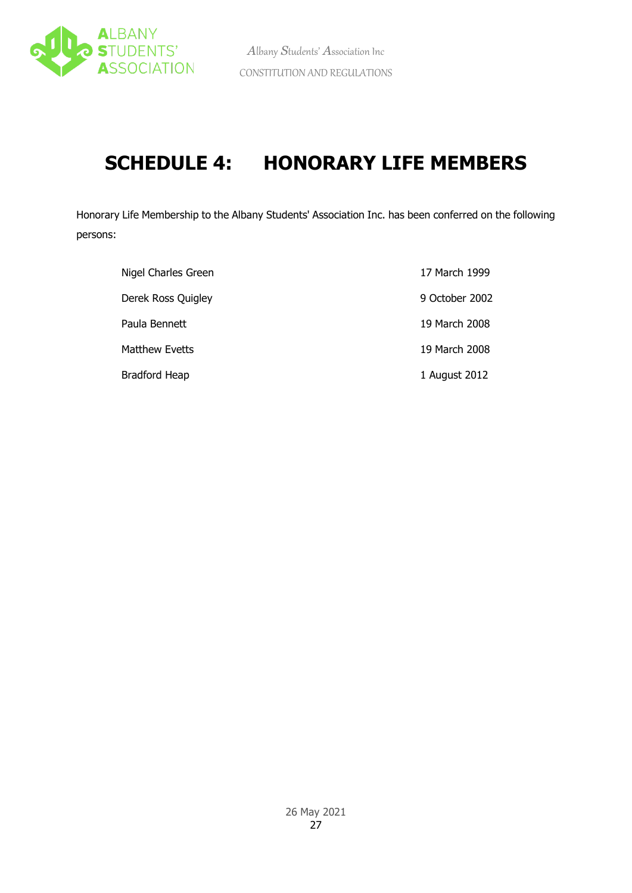# SCHEDULE 4: HONORARY LIFE MEMBERS

Honorary Life Membership to the Albany Students' Association Inc. has been conferred on the following persons:

| | |
|---|---|
| Nigel Charles Green | 17 March 1999 |
| Derek Ross Quigley | 9 October 2002 |
| Paula Bennett | 19 March 2008 |
| Matthew Evetts | 19 March 2008 |
| Bradford Heap | 1 August 2012 |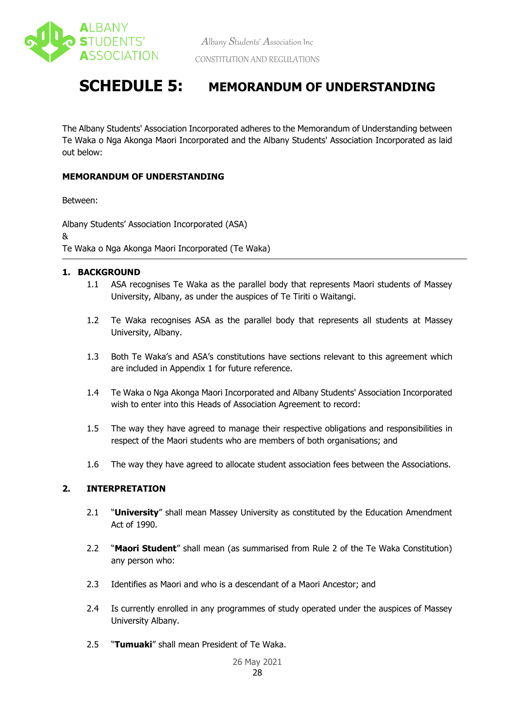# SCHEDULE 5: MEMORANDUM OF UNDERSTANDING

The Albany Students' Association Incorporated adheres to the Memorandum of Understanding between Te Waka o Nga Akonga Maori Incorporated and the Albany Students' Association Incorporated as laid out below:

**MEMORANDUM OF UNDERSTANDING**

Between:

Albany Students' Association Incorporated (ASA)
&
Te Waka o Nga Akonga Maori Incorporated (Te Waka)

---

**1. BACKGROUND**

1.1 ASA recognises Te Waka as the parallel body that represents Maori students of Massey University, Albany, as under the auspices of Te Tiriti o Waitangi.

1.2 Te Waka recognises ASA as the parallel body that represents all students at Massey University, Albany.

1.3 Both Te Waka's and ASA's constitutions have sections relevant to this agreement which are included in Appendix 1 for future reference.

1.4 Te Waka o Nga Akonga Maori Incorporated and Albany Students' Association Incorporated wish to enter into this Heads of Association Agreement to record:

1.5 The way they have agreed to manage their respective obligations and responsibilities in respect of the Maori students who are members of both organisations; and

1.6 The way they have agreed to allocate student association fees between the Associations.

**2. INTERPRETATION**

2.1 "**University**" shall mean Massey University as constituted by the Education Amendment Act of 1990.

2.2 "**Maori Student**" shall mean (as summarised from Rule 2 of the Te Waka Constitution) any person who:

2.3 Identifies as Maori and who is a descendant of a Maori Ancestor; and

2.4 Is currently enrolled in any programmes of study operated under the auspices of Massey University Albany.

2.5 "**Tumuaki**" shall mean President of Te Waka.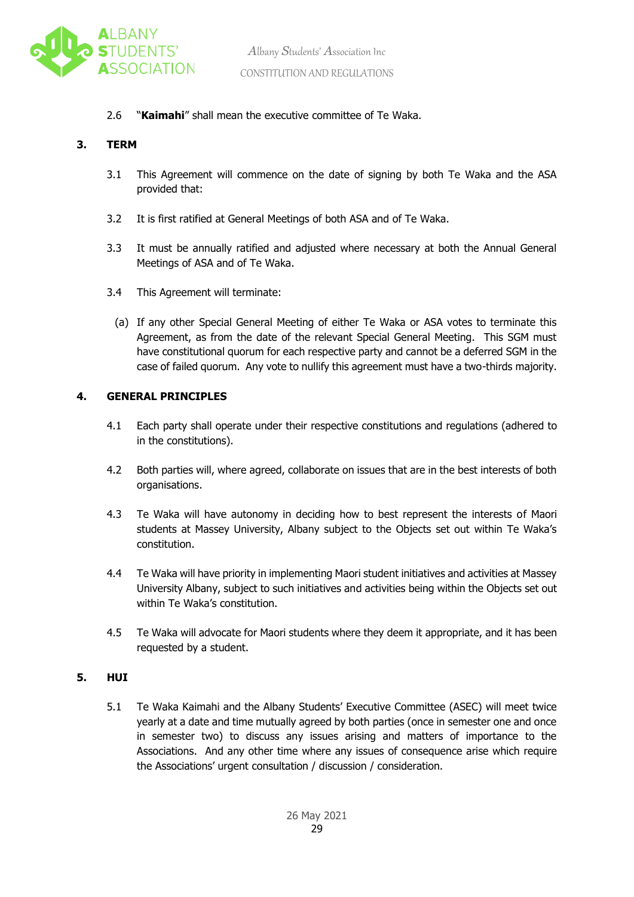2.6 "**Kaimahi**" shall mean the executive committee of Te Waka.

## 3. TERM

3.1 This Agreement will commence on the date of signing by both Te Waka and the ASA provided that:

3.2 It is first ratified at General Meetings of both ASA and of Te Waka.

3.3 It must be annually ratified and adjusted where necessary at both the Annual General Meetings of ASA and of Te Waka.

3.4 This Agreement will terminate:

(a) If any other Special General Meeting of either Te Waka or ASA votes to terminate this Agreement, as from the date of the relevant Special General Meeting. This SGM must have constitutional quorum for each respective party and cannot be a deferred SGM in the case of failed quorum. Any vote to nullify this agreement must have a two-thirds majority.

## 4. GENERAL PRINCIPLES

4.1 Each party shall operate under their respective constitutions and regulations (adhered to in the constitutions).

4.2 Both parties will, where agreed, collaborate on issues that are in the best interests of both organisations.

4.3 Te Waka will have autonomy in deciding how to best represent the interests of Maori students at Massey University, Albany subject to the Objects set out within Te Waka's constitution.

4.4 Te Waka will have priority in implementing Maori student initiatives and activities at Massey University Albany, subject to such initiatives and activities being within the Objects set out within Te Waka's constitution.

4.5 Te Waka will advocate for Maori students where they deem it appropriate, and it has been requested by a student.

## 5. HUI

5.1 Te Waka Kaimahi and the Albany Students' Executive Committee (ASEC) will meet twice yearly at a date and time mutually agreed by both parties (once in semester one and once in semester two) to discuss any issues arising and matters of importance to the Associations. And any other time where any issues of consequence arise which require the Associations' urgent consultation / discussion / consideration.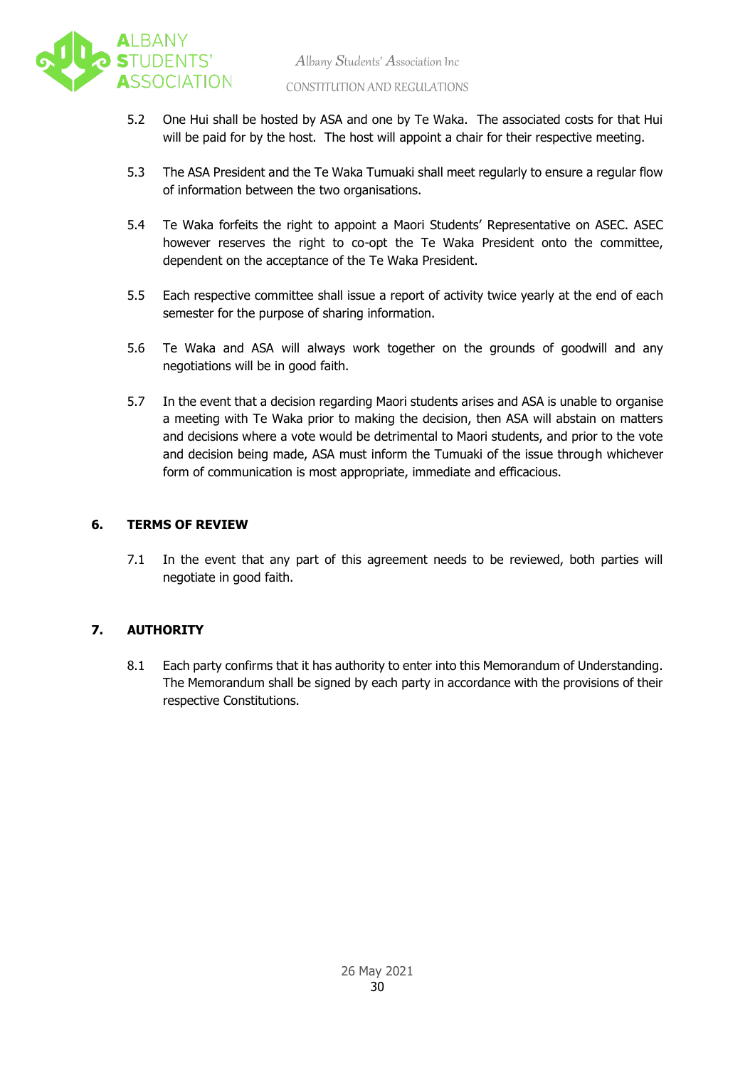5.2 One Hui shall be hosted by ASA and one by Te Waka. The associated costs for that Hui will be paid for by the host. The host will appoint a chair for their respective meeting.

5.3 The ASA President and the Te Waka Tumuaki shall meet regularly to ensure a regular flow of information between the two organisations.

5.4 Te Waka forfeits the right to appoint a Maori Students' Representative on ASEC. ASEC however reserves the right to co-opt the Te Waka President onto the committee, dependent on the acceptance of the Te Waka President.

5.5 Each respective committee shall issue a report of activity twice yearly at the end of each semester for the purpose of sharing information.

5.6 Te Waka and ASA will always work together on the grounds of goodwill and any negotiations will be in good faith.

5.7 In the event that a decision regarding Maori students arises and ASA is unable to organise a meeting with Te Waka prior to making the decision, then ASA will abstain on matters and decisions where a vote would be detrimental to Maori students, and prior to the vote and decision being made, ASA must inform the Tumuaki of the issue through whichever form of communication is most appropriate, immediate and efficacious.

## 6. TERMS OF REVIEW

7.1 In the event that any part of this agreement needs to be reviewed, both parties will negotiate in good faith.

## 7. AUTHORITY

8.1 Each party confirms that it has authority to enter into this Memorandum of Understanding. The Memorandum shall be signed by each party in accordance with the provisions of their respective Constitutions.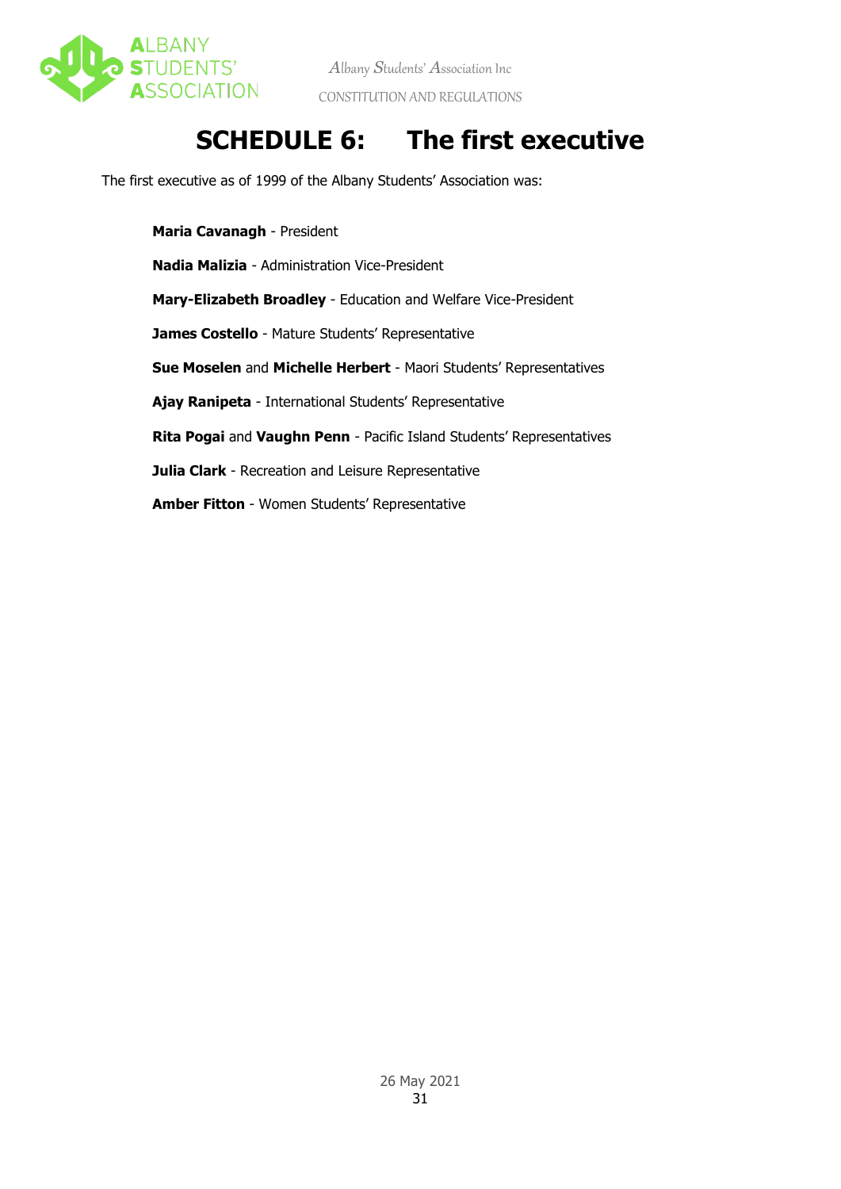# SCHEDULE 6: The first executive

The first executive as of 1999 of the Albany Students' Association was:

**Maria Cavanagh** - President

**Nadia Malizia** - Administration Vice-President

**Mary-Elizabeth Broadley** - Education and Welfare Vice-President

**James Costello** - Mature Students' Representative

**Sue Moselen** and **Michelle Herbert** - Maori Students' Representatives

**Ajay Ranipeta** - International Students' Representative

**Rita Pogai** and **Vaughn Penn** - Pacific Island Students' Representatives

**Julia Clark** - Recreation and Leisure Representative

**Amber Fitton** - Women Students' Representative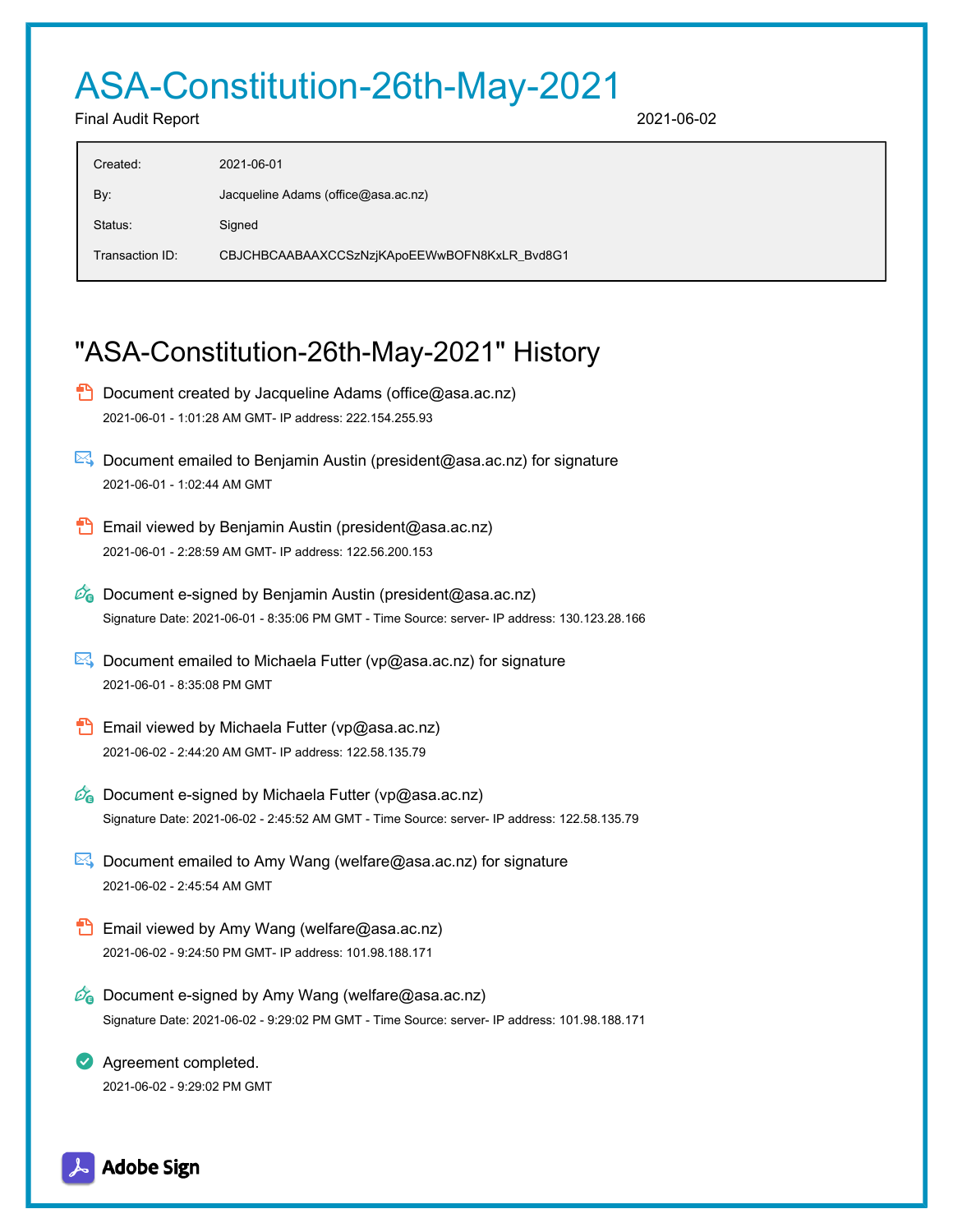# ASA-Constitution-26th-May-2021

Final Audit Report 2021-06-02

| | |
|---|---|
| Created: | 2021-06-01 |
| By: | Jacqueline Adams (office@asa.ac.nz) |
| Status: | Signed |
| Transaction ID: | CBJCHBCAABAAXCCSzNzjKApoEEWwBOFN8KxLR_Bvd8G1 |

## "ASA-Constitution-26th-May-2021" History

- Document created by Jacqueline Adams (office@asa.ac.nz)
  2021-06-01 - 1:01:28 AM GMT- IP address: 222.154.255.93

- Document emailed to Benjamin Austin (president@asa.ac.nz) for signature
  2021-06-01 - 1:02:44 AM GMT

- Email viewed by Benjamin Austin (president@asa.ac.nz)
  2021-06-01 - 2:28:59 AM GMT- IP address: 122.56.200.153

- Document e-signed by Benjamin Austin (president@asa.ac.nz)
  Signature Date: 2021-06-01 - 8:35:06 PM GMT - Time Source: server- IP address: 130.123.28.166

- Document emailed to Michaela Futter (vp@asa.ac.nz) for signature
  2021-06-01 - 8:35:08 PM GMT

- Email viewed by Michaela Futter (vp@asa.ac.nz)
  2021-06-02 - 2:44:20 AM GMT- IP address: 122.58.135.79

- Document e-signed by Michaela Futter (vp@asa.ac.nz)
  Signature Date: 2021-06-02 - 2:45:52 AM GMT - Time Source: server- IP address: 122.58.135.79

- Document emailed to Amy Wang (welfare@asa.ac.nz) for signature
  2021-06-02 - 2:45:54 AM GMT

- Email viewed by Amy Wang (welfare@asa.ac.nz)
  2021-06-02 - 9:24:50 PM GMT- IP address: 101.98.188.171

- Document e-signed by Amy Wang (welfare@asa.ac.nz)
  Signature Date: 2021-06-02 - 9:29:02 PM GMT - Time Source: server- IP address: 101.98.188.171

- Agreement completed.
  2021-06-02 - 9:29:02 PM GMT

Adobe Sign